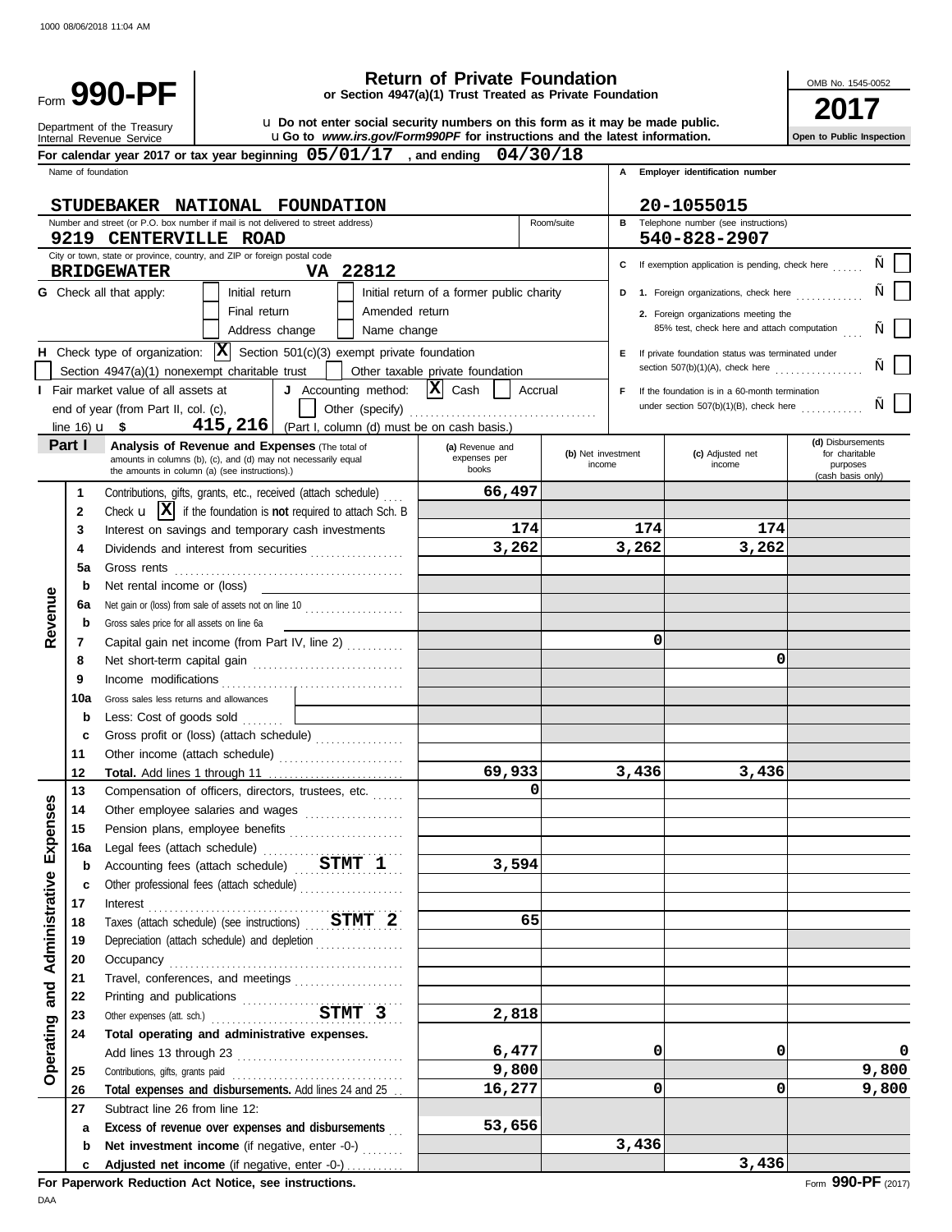1000 08/06/2018 11:04 AM

# Form 990-PF

## Return of Private Foundation

**or Section 4947(a)(1) Trust Treated as Private Foundation**

Department of the Treasury
Internal Revenue Service

u **Do not enter social security numbers on this form as it may be made public.**
u **Go to** ***www.irs.gov/Form990PF*** **for instructions and the latest information.**

OMB No. 1545-0052

**2017**

**Open to Public Inspection**

**For calendar year 2017 or tax year beginning 05/01/17 , and ending 04/30/18**

Name of foundation: **STUDEBAKER NATIONAL FOUNDATION**

**A** Employer identification number: **20-1055015**

Number and street (or P.O. box number if mail is not delivered to street address): **9219 CENTERVILLE ROAD** Room/suite:

**B** Telephone number (see instructions): **540-828-2907**

City or town, state or province, country, and ZIP or foreign postal code: **BRIDGEWATER VA 22812**

**C** If exemption application is pending, check here [ ]

**G** Check all that apply: [ ] Initial return [ ] Initial return of a former public charity [ ] Final return [ ] Amended return [ ] Address change [ ] Name change

**D** 1. Foreign organizations, check here [ ]
2. Foreign organizations meeting the 85% test, check here and attach computation [ ]

**H** Check type of organization: [X] Section 501(c)(3) exempt private foundation [ ] Section 4947(a)(1) nonexempt charitable trust [ ] Other taxable private foundation

**E** If private foundation status was terminated under section 507(b)(1)(A), check here [ ]

**I** Fair market value of all assets at end of year (from Part II, col. (c), line 16) u $ **415,216**

**J** Accounting method: [X] Cash [ ] Accrual [ ] Other (specify) (Part I, column (d) must be on cash basis.)

**F** If the foundation is in a 60-month termination under section 507(b)(1)(B), check here [ ]

**Part I Analysis of Revenue and Expenses** (The total of amounts in columns (b), (c), and (d) may not necessarily equal the amounts in column (a) (see instructions).)

| | | (a) Revenue and expenses per books | (b) Net investment income | (c) Adjusted net income | (d) Disbursements for charitable purposes (cash basis only) |
|---|---|---|---|---|---|
| **Revenue** | 1 Contributions, gifts, grants, etc., received (attach schedule) | 66,497 | | | |
| | 2 Check u [X] if the foundation is **not** required to attach Sch. B | | | | |
| | 3 Interest on savings and temporary cash investments | 174 | 174 | 174 | |
| | 4 Dividends and interest from securities | 3,262 | 3,262 | 3,262 | |
| | 5a Gross rents | | | | |
| | b Net rental income or (loss) | | | | |
| | 6a Net gain or (loss) from sale of assets not on line 10 | | | | |
| | b Gross sales price for all assets on line 6a | | | | |
| | 7 Capital gain net income (from Part IV, line 2) | | 0 | | |
| | 8 Net short-term capital gain | | | 0 | |
| | 9 Income modifications | | | | |
| | 10a Gross sales less returns and allowances | | | | |
| | b Less: Cost of goods sold | | | | |
| | c Gross profit or (loss) (attach schedule) | | | | |
| | 11 Other income (attach schedule) | | | | |
| | 12 **Total.** Add lines 1 through 11 | 69,933 | 3,436 | 3,436 | |
| **Operating and Administrative Expenses** | 13 Compensation of officers, directors, trustees, etc. | 0 | | | |
| | 14 Other employee salaries and wages | | | | |
| | 15 Pension plans, employee benefits | | | | |
| | 16a Legal fees (attach schedule) | | | | |
| | b Accounting fees (attach schedule) STMT 1 | 3,594 | | | |
| | c Other professional fees (attach schedule) | | | | |
| | 17 Interest | | | | |
| | 18 Taxes (attach schedule) (see instructions) STMT 2 | 65 | | | |
| | 19 Depreciation (attach schedule) and depletion | | | | |
| | 20 Occupancy | | | | |
| | 21 Travel, conferences, and meetings | | | | |
| | 22 Printing and publications | | | | |
| | 23 Other expenses (att. sch.) STMT 3 | 2,818 | | | |
| | 24 **Total operating and administrative expenses.** Add lines 13 through 23 | 6,477 | 0 | 0 | 0 |
| | 25 Contributions, gifts, grants paid | 9,800 | | | 9,800 |
| | 26 **Total expenses and disbursements.** Add lines 24 and 25 | 16,277 | 0 | 0 | 9,800 |
| | 27 Subtract line 26 from line 12: | | | | |
| | a **Excess of revenue over expenses and disbursements** | 53,656 | | | |
| | b **Net investment income** (if negative, enter -0-) | | 3,436 | | |
| | c **Adjusted net income** (if negative, enter -0-) | | | 3,436 | |

**For Paperwork Reduction Act Notice, see instructions.**

DAA

Form **990-PF** (2017)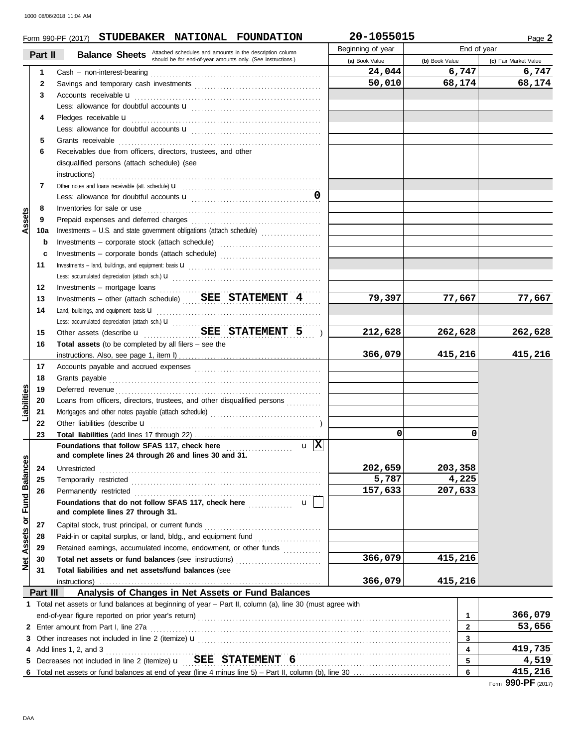Form 990-PF (2017) **STUDEBAKER NATIONAL FOUNDATION** **20-1055015** Page **2**

## Part II Balance Sheets

Attached schedules and amounts in the description column should be for end-of-year amounts only. (See instructions.)

| | | | Beginning of year (a) Book Value | End of year (b) Book Value | End of year (c) Fair Market Value |
|---|---|---|---|---|---|
| **Assets** | 1 | Cash – non-interest-bearing | **24,044** | **6,747** | **6,747** |
| | 2 | Savings and temporary cash investments | **50,010** | **68,174** | **68,174** |
| | 3 | Accounts receivable u | | | |
| | | Less: allowance for doubtful accounts u | | | |
| | 4 | Pledges receivable u | | | |
| | | Less: allowance for doubtful accounts u | | | |
| | 5 | Grants receivable | | | |
| | 6 | Receivables due from officers, directors, trustees, and other disqualified persons (attach schedule) (see instructions) | | | |
| | 7 | Other notes and loans receivable (att. schedule) u | | | |
| | | Less: allowance for doubtful accounts u **0** | | | |
| | 8 | Inventories for sale or use | | | |
| | 9 | Prepaid expenses and deferred charges | | | |
| | 10a | Investments – U.S. and state government obligations (attach schedule) | | | |
| | b | Investments – corporate stock (attach schedule) | | | |
| | c | Investments – corporate bonds (attach schedule) | | | |
| | 11 | Investments – land, buildings, and equipment: basis u | | | |
| | | Less: accumulated depreciation (attach sch.) u | | | |
| | 12 | Investments – mortgage loans | | | |
| | 13 | Investments – other (attach schedule) **SEE STATEMENT 4** | **79,397** | **77,667** | **77,667** |
| | 14 | Land, buildings, and equipment: basis u | | | |
| | | Less: accumulated depreciation (attach sch.) u | | | |
| | 15 | Other assets (describe u **SEE STATEMENT 5** ) | **212,628** | **262,628** | **262,628** |
| | 16 | **Total assets** (to be completed by all filers – see the instructions. Also, see page 1, item I) | **366,079** | **415,216** | **415,216** |
| **Liabilities** | 17 | Accounts payable and accrued expenses | | | |
| | 18 | Grants payable | | | |
| | 19 | Deferred revenue | | | |
| | 20 | Loans from officers, directors, trustees, and other disqualified persons | | | |
| | 21 | Mortgages and other notes payable (attach schedule) | | | |
| | 22 | Other liabilities (describe u ) | | | |
| | 23 | **Total liabilities** (add lines 17 through 22) | **0** | **0** | |
| **Net Assets or Fund Balances** | | **Foundations that follow SFAS 117, check here** u **X** **and complete lines 24 through 26 and lines 30 and 31.** | | | |
| | 24 | Unrestricted | **202,659** | **203,358** | |
| | 25 | Temporarily restricted | **5,787** | **4,225** | |
| | 26 | Permanently restricted | **157,633** | **207,633** | |
| | | **Foundations that do not follow SFAS 117, check here** u ☐ **and complete lines 27 through 31.** | | | |
| | 27 | Capital stock, trust principal, or current funds | | | |
| | 28 | Paid-in or capital surplus, or land, bldg., and equipment fund | | | |
| | 29 | Retained earnings, accumulated income, endowment, or other funds | | | |
| | 30 | **Total net assets or fund balances** (see instructions) | **366,079** | **415,216** | |
| | 31 | **Total liabilities and net assets/fund balances** (see instructions) | **366,079** | **415,216** | |

## Part III Analysis of Changes in Net Assets or Fund Balances

| | | | |
|---|---|---|---|
| 1 | Total net assets or fund balances at beginning of year – Part II, column (a), line 30 (must agree with end-of-year figure reported on prior year's return) | 1 | **366,079** |
| 2 | Enter amount from Part I, line 27a | 2 | **53,656** |
| 3 | Other increases not included in line 2 (itemize) u | 3 | |
| 4 | Add lines 1, 2, and 3 | 4 | **419,735** |
| 5 | Decreases not included in line 2 (itemize) u **SEE STATEMENT 6** | 5 | **4,519** |
| 6 | Total net assets or fund balances at end of year (line 4 minus line 5) – Part II, column (b), line 30 | 6 | **415,216** |

Form **990-PF** (2017)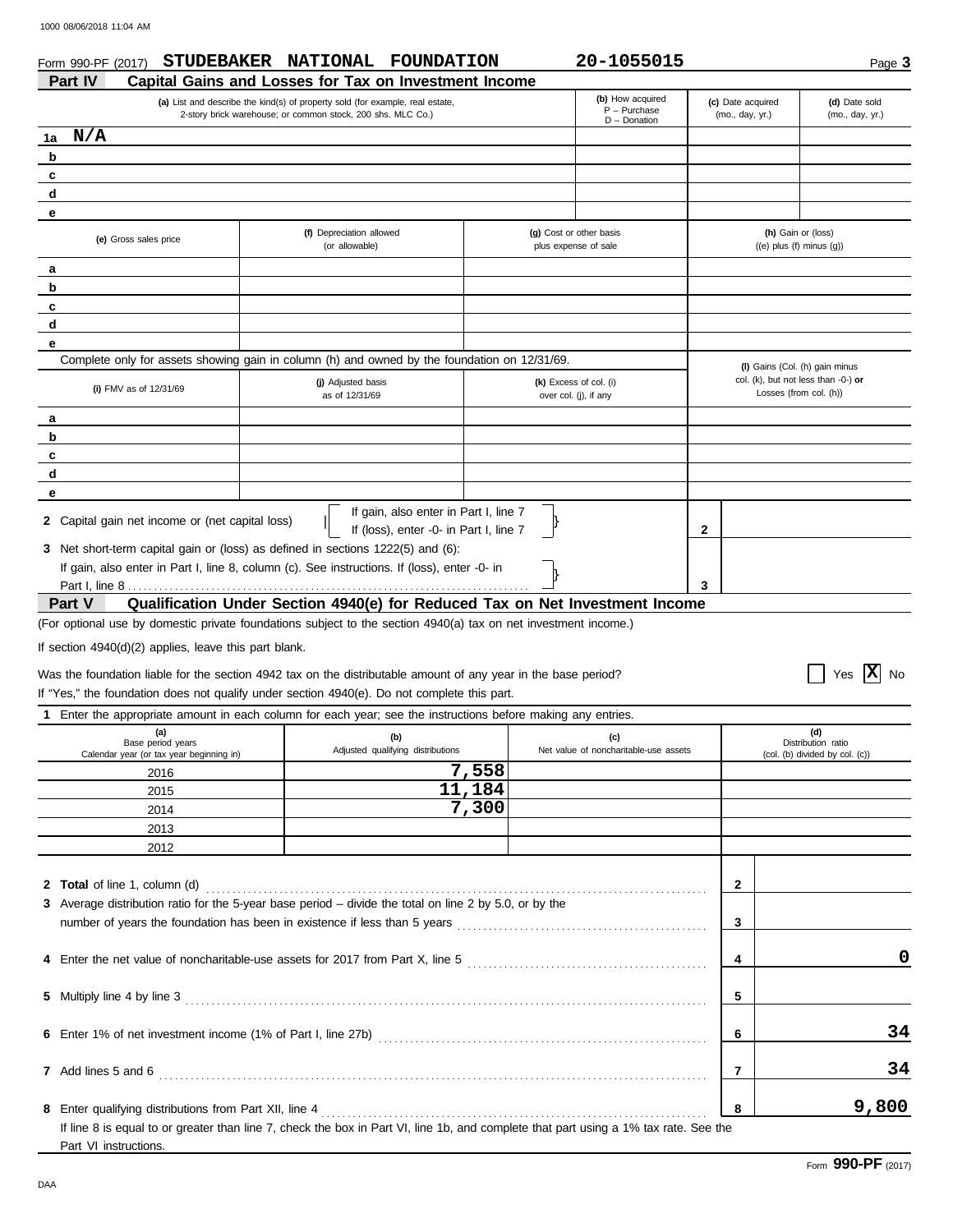Form 990-PF (2017) **STUDEBAKER NATIONAL FOUNDATION** **20-1055015** Page **3**

## Part IV Capital Gains and Losses for Tax on Investment Income

| | (a) List and describe the kind(s) of property sold (for example, real estate, 2-story brick warehouse; or common stock, 200 shs. MLC Co.) | (b) How acquired P – Purchase D – Donation | (c) Date acquired (mo., day, yr.) | (d) Date sold (mo., day, yr.) |
|---|---|---|---|---|
| 1a | N/A | | | |
| b | | | | |
| c | | | | |
| d | | | | |
| e | | | | |

| | (e) Gross sales price | (f) Depreciation allowed (or allowable) | (g) Cost or other basis plus expense of sale | (h) Gain or (loss) ((e) plus (f) minus (g)) |
|---|---|---|---|---|
| a | | | | |
| b | | | | |
| c | | | | |
| d | | | | |
| e | | | | |

Complete only for assets showing gain in column (h) and owned by the foundation on 12/31/69.

| | (i) FMV as of 12/31/69 | (j) Adjusted basis as of 12/31/69 | (k) Excess of col. (i) over col. (j), if any | (l) Gains (Col. (h) gain minus col. (k), but not less than -0-) or Losses (from col. (h)) |
|---|---|---|---|---|
| a | | | | |
| b | | | | |
| c | | | | |
| d | | | | |
| e | | | | |

**2** Capital gain net income or (net capital loss) — If gain, also enter in Part I, line 7; If (loss), enter -0- in Part I, line 7 ... **2**

**3** Net short-term capital gain or (loss) as defined in sections 1222(5) and (6): If gain, also enter in Part I, line 8, column (c). See instructions. If (loss), enter -0- in Part I, line 8 ... **3**

## Part V Qualification Under Section 4940(e) for Reduced Tax on Net Investment Income

(For optional use by domestic private foundations subject to the section 4940(a) tax on net investment income.)

If section 4940(d)(2) applies, leave this part blank.

Was the foundation liable for the section 4942 tax on the distributable amount of any year in the base period? ☐ Yes ☒ No

If "Yes," the foundation does not qualify under section 4940(e). Do not complete this part.

**1** Enter the appropriate amount in each column for each year; see the instructions before making any entries.

| (a) Base period years Calendar year (or tax year beginning in) | (b) Adjusted qualifying distributions | (c) Net value of noncharitable-use assets | (d) Distribution ratio (col. (b) divided by col. (c)) |
|---|---|---|---|
| 2016 | 7,558 | | |
| 2015 | 11,184 | | |
| 2014 | 7,300 | | |
| 2013 | | | |
| 2012 | | | |

| | | | |
|---|---|---|---|
| **2** | **Total** of line 1, column (d) | 2 | |
| **3** | Average distribution ratio for the 5-year base period – divide the total on line 2 by 5.0, or by the number of years the foundation has been in existence if less than 5 years | 3 | |
| **4** | Enter the net value of noncharitable-use assets for 2017 from Part X, line 5 | 4 | 0 |
| **5** | Multiply line 4 by line 3 | 5 | |
| **6** | Enter 1% of net investment income (1% of Part I, line 27b) | 6 | 34 |
| **7** | Add lines 5 and 6 | 7 | 34 |
| **8** | Enter qualifying distributions from Part XII, line 4 | 8 | 9,800 |

If line 8 is equal to or greater than line 7, check the box in Part VI, line 1b, and complete that part using a 1% tax rate. See the Part VI instructions.

Form **990-PF** (2017)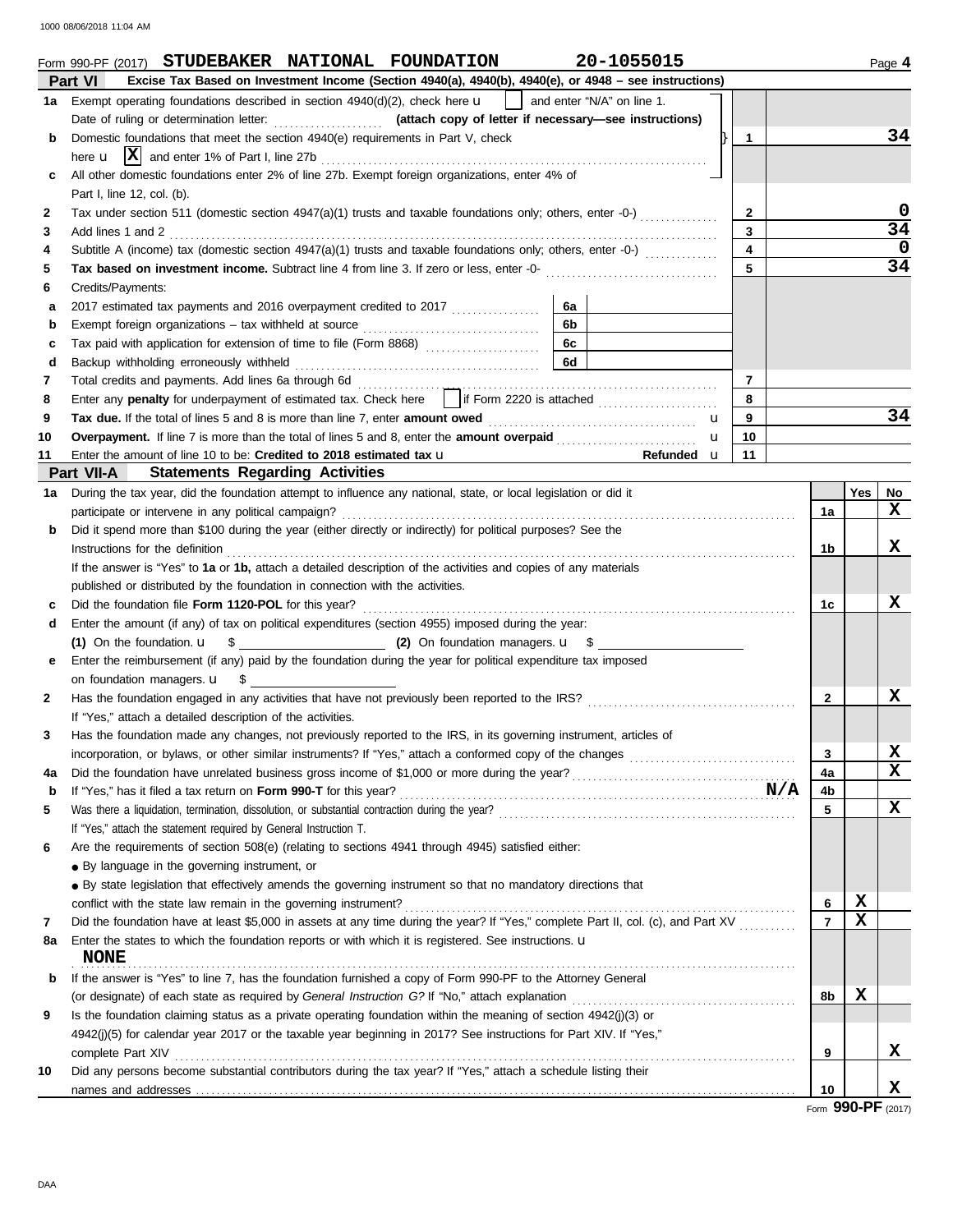Form 990-PF (2017) **STUDEBAKER NATIONAL FOUNDATION** 20-1055015 Page **4**

## Part VI Excise Tax Based on Investment Income (Section 4940(a), 4940(b), 4940(e), or 4948 – see instructions)

| | | Line | Amount |
|---|---|---|---|
| **1a** | Exempt operating foundations described in section 4940(d)(2), check here u [ ] and enter "N/A" on line 1. Date of ruling or determination letter: ........ **(attach copy of letter if necessary—see instructions)** | | |
| **b** | Domestic foundations that meet the section 4940(e) requirements in Part V, check here u [X] and enter 1% of Part I, line 27b | 1 | 34 |
| **c** | All other domestic foundations enter 2% of line 27b. Exempt foreign organizations, enter 4% of Part I, line 12, col. (b). | | |
| **2** | Tax under section 511 (domestic section 4947(a)(1) trusts and taxable foundations only; others, enter -0-) | 2 | 0 |
| **3** | Add lines 1 and 2 | 3 | 34 |
| **4** | Subtitle A (income) tax (domestic section 4947(a)(1) trusts and taxable foundations only; others, enter -0-) | 4 | 0 |
| **5** | **Tax based on investment income.** Subtract line 4 from line 3. If zero or less, enter -0- | 5 | 34 |
| **6** | Credits/Payments: | | |
| **a** | 2017 estimated tax payments and 2016 overpayment credited to 2017 ..... 6a | | |
| **b** | Exempt foreign organizations – tax withheld at source ..... 6b | | |
| **c** | Tax paid with application for extension of time to file (Form 8868) ..... 6c | | |
| **d** | Backup withholding erroneously withheld ..... 6d | | |
| **7** | Total credits and payments. Add lines 6a through 6d | 7 | |
| **8** | Enter any **penalty** for underpayment of estimated tax. Check here [ ] if Form 2220 is attached | 8 | |
| **9** | **Tax due.** If the total of lines 5 and 8 is more than line 7, enter **amount owed** u | 9 | 34 |
| **10** | **Overpayment.** If line 7 is more than the total of lines 5 and 8, enter the **amount overpaid** u | 10 | |
| **11** | Enter the amount of line 10 to be: **Credited to 2018 estimated tax** u ..... **Refunded** u | 11 | |

## Part VII-A Statements Regarding Activities

| | | Line | Yes | No |
|---|---|---|---|---|
| **1a** | During the tax year, did the foundation attempt to influence any national, state, or local legislation or did it participate or intervene in any political campaign? | 1a | | X |
| **b** | Did it spend more than $100 during the year (either directly or indirectly) for political purposes? See the Instructions for the definition | 1b | | X |
| | If the answer is "Yes" to **1a** or **1b,** attach a detailed description of the activities and copies of any materials published or distributed by the foundation in connection with the activities. | | | |
| **c** | Did the foundation file **Form 1120-POL** for this year? | 1c | | X |
| **d** | Enter the amount (if any) of tax on political expenditures (section 4955) imposed during the year: **(1)** On the foundation. u $ ______ **(2)** On foundation managers. u $ ______ | | | |
| **e** | Enter the reimbursement (if any) paid by the foundation during the year for political expenditure tax imposed on foundation managers. u $ ______ | | | |
| **2** | Has the foundation engaged in any activities that have not previously been reported to the IRS? If "Yes," attach a detailed description of the activities. | 2 | | X |
| **3** | Has the foundation made any changes, not previously reported to the IRS, in its governing instrument, articles of incorporation, or bylaws, or other similar instruments? If "Yes," attach a conformed copy of the changes | 3 | | X |
| **4a** | Did the foundation have unrelated business gross income of $1,000 or more during the year? | 4a | | X |
| **b** | If "Yes," has it filed a tax return on **Form 990-T** for this year? **N/A** | 4b | | |
| **5** | Was there a liquidation, termination, dissolution, or substantial contraction during the year? If "Yes," attach the statement required by General Instruction T. | 5 | | X |
| **6** | Are the requirements of section 508(e) (relating to sections 4941 through 4945) satisfied either: ● By language in the governing instrument, or ● By state legislation that effectively amends the governing instrument so that no mandatory directions that conflict with the state law remain in the governing instrument? | 6 | X | |
| **7** | Did the foundation have at least $5,000 in assets at any time during the year? If "Yes," complete Part II, col. (c), and Part XV | 7 | X | |
| **8a** | Enter the states to which the foundation reports or with which it is registered. See instructions. u **NONE** | | | |
| **b** | If the answer is "Yes" to line 7, has the foundation furnished a copy of Form 990-PF to the Attorney General (or designate) of each state as required by *General Instruction G?* If "No," attach explanation | 8b | X | |
| **9** | Is the foundation claiming status as a private operating foundation within the meaning of section 4942(j)(3) or 4942(j)(5) for calendar year 2017 or the taxable year beginning in 2017? See instructions for Part XIV. If "Yes," complete Part XIV | 9 | | X |
| **10** | Did any persons become substantial contributors during the tax year? If "Yes," attach a schedule listing their names and addresses | 10 | | X |

Form **990-PF** (2017)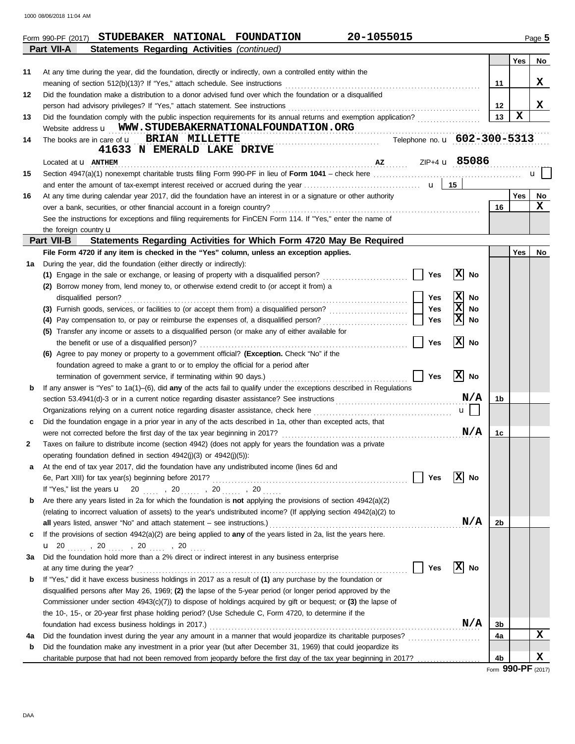Form 990-PF (2017) **STUDEBAKER NATIONAL FOUNDATION** **20-1055015** Page **5**

## Part VII-A Statements Regarding Activities *(continued)*

| | | | Yes | No |
|---|---|---|---|---|
| 11 | At any time during the year, did the foundation, directly or indirectly, own a controlled entity within the meaning of section 512(b)(13)? If "Yes," attach schedule. See instructions | 11 | | X |
| 12 | Did the foundation make a distribution to a donor advised fund over which the foundation or a disqualified person had advisory privileges? If "Yes," attach statement. See instructions | 12 | | X |
| 13 | Did the foundation comply with the public inspection requirements for its annual returns and exemption application? | 13 | X | |

Website address u **WWW.STUDEBAKERNATIONALFOUNDATION.ORG**

**14** The books are in care of u **BRIAN MILLETTE** Telephone no. u **602-300-5313**
**41633 N EMERALD LAKE DRIVE**
Located at u **ANTHEM** **AZ** ZIP+4 u **85086**

**15** Section 4947(a)(1) nonexempt charitable trusts filing Form 990-PF in lieu of **Form 1041** – check here u ☐
and enter the amount of tax-exempt interest received or accrued during the year u | 15 |

| | | | Yes | No |
|---|---|---|---|---|
| 16 | At any time during calendar year 2017, did the foundation have an interest in or a signature or other authority over a bank, securities, or other financial account in a foreign country? See the instructions for exceptions and filing requirements for FinCEN Form 114. If "Yes," enter the name of the foreign country u | 16 | | X |

## Part VII-B Statements Regarding Activities for Which Form 4720 May Be Required

**File Form 4720 if any item is checked in the "Yes" column, unless an exception applies.**

| | | | | Yes | No |
|---|---|---|---|---|---|
| 1a | During the year, did the foundation (either directly or indirectly): | | | | |
| | **(1)** Engage in the sale or exchange, or leasing of property with a disqualified person? | ☐ Yes ☒ No | | | |
| | **(2)** Borrow money from, lend money to, or otherwise extend credit to (or accept it from) a disqualified person? | ☐ Yes ☒ No | | | |
| | **(3)** Furnish goods, services, or facilities to (or accept them from) a disqualified person? | ☐ Yes ☒ No | | | |
| | **(4)** Pay compensation to, or pay or reimburse the expenses of, a disqualified person? | ☐ Yes ☒ No | | | |
| | **(5)** Transfer any income or assets to a disqualified person (or make any of either available for the benefit or use of a disqualified person)? | ☐ Yes ☒ No | | | |
| | **(6)** Agree to pay money or property to a government official? **(Exception.** Check "No" if the foundation agreed to make a grant to or to employ the official for a period after termination of government service, if terminating within 90 days.) | ☐ Yes ☒ No | | | |
| b | If any answer is "Yes" to 1a(1)–(6), did **any** of the acts fail to qualify under the exceptions described in Regulations section 53.4941(d)-3 or in a current notice regarding disaster assistance? See instructions | N/A | 1b | | |
| | Organizations relying on a current notice regarding disaster assistance, check here | u ☐ | | | |
| c | Did the foundation engage in a prior year in any of the acts described in 1a, other than excepted acts, that were not corrected before the first day of the tax year beginning in 2017? | N/A | 1c | | |
| 2 | Taxes on failure to distribute income (section 4942) (does not apply for years the foundation was a private operating foundation defined in section 4942(j)(3) or 4942(j)(5)): | | | | |
| a | At the end of tax year 2017, did the foundation have any undistributed income (lines 6d and 6e, Part XIII) for tax year(s) beginning before 2017? | ☐ Yes ☒ No | | | |
| | If "Yes," list the years u 20 ...., 20 ...., 20 ...., 20 .... | | | | |
| b | Are there any years listed in 2a for which the foundation is **not** applying the provisions of section 4942(a)(2) (relating to incorrect valuation of assets) to the year's undistributed income? (If applying section 4942(a)(2) to **all** years listed, answer "No" and attach statement – see instructions.) | N/A | 2b | | |
| c | If the provisions of section 4942(a)(2) are being applied to **any** of the years listed in 2a, list the years here. u 20 ...., 20 ...., 20 ...., 20 .... | | | | |
| 3a | Did the foundation hold more than a 2% direct or indirect interest in any business enterprise at any time during the year? | ☐ Yes ☒ No | | | |
| b | If "Yes," did it have excess business holdings in 2017 as a result of **(1)** any purchase by the foundation or disqualified persons after May 26, 1969; **(2)** the lapse of the 5-year period (or longer period approved by the Commissioner under section 4943(c)(7)) to dispose of holdings acquired by gift or bequest; or **(3)** the lapse of the 10-, 15-, or 20-year first phase holding period? (Use Schedule C, Form 4720, to determine if the foundation had excess business holdings in 2017.) | N/A | 3b | | |
| 4a | Did the foundation invest during the year any amount in a manner that would jeopardize its charitable purposes? | | 4a | | X |
| b | Did the foundation make any investment in a prior year (but after December 31, 1969) that could jeopardize its charitable purpose that had not been removed from jeopardy before the first day of the tax year beginning in 2017? | | 4b | | X |

Form **990-PF** (2017)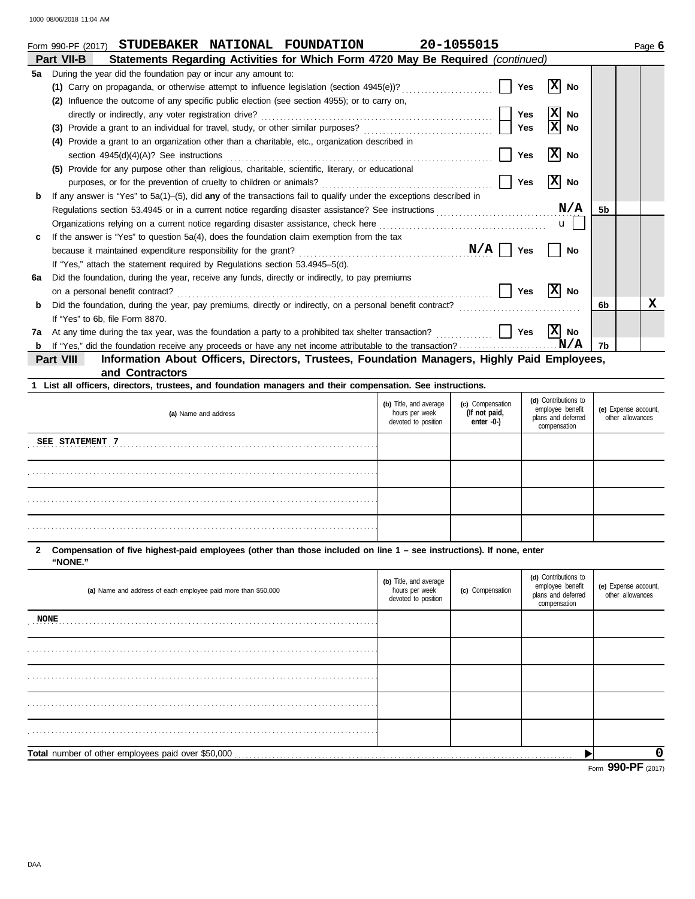Form 990-PF (2017) **STUDEBAKER NATIONAL FOUNDATION** 20-1055015 Page **6**

## Part VII-B Statements Regarding Activities for Which Form 4720 May Be Required *(continued)*

**5a** During the year did the foundation pay or incur any amount to:

**(1)** Carry on propaganda, or otherwise attempt to influence legislation (section 4945(e))? ☐ Yes ☒ No

**(2)** Influence the outcome of any specific public election (see section 4955); or to carry on, directly or indirectly, any voter registration drive? ☐ Yes ☒ No

**(3)** Provide a grant to an individual for travel, study, or other similar purposes? ☐ Yes ☒ No

**(4)** Provide a grant to an organization other than a charitable, etc., organization described in section 4945(d)(4)(A)? See instructions ☐ Yes ☒ No

**(5)** Provide for any purpose other than religious, charitable, scientific, literary, or educational purposes, or for the prevention of cruelty to children or animals? ☐ Yes ☒ No

**b** If any answer is "Yes" to 5a(1)–(5), did **any** of the transactions fail to qualify under the exceptions described in Regulations section 53.4945 or in a current notice regarding disaster assistance? See instructions **N/A** | **5b** |

Organizations relying on a current notice regarding disaster assistance, check here ☐

**c** If the answer is "Yes" to question 5a(4), does the foundation claim exemption from the tax because it maintained expenditure responsibility for the grant? **N/A** ☐ Yes ☐ No

If "Yes," attach the statement required by Regulations section 53.4945–5(d).

**6a** Did the foundation, during the year, receive any funds, directly or indirectly, to pay premiums on a personal benefit contract? ☐ Yes ☒ No

**b** Did the foundation, during the year, pay premiums, directly or indirectly, on a personal benefit contract? | **6b** | No: **X**

If "Yes" to 6b, file Form 8870.

**7a** At any time during the tax year, was the foundation a party to a prohibited tax shelter transaction? ☐ Yes ☒ No

**b** If "Yes," did the foundation receive any proceeds or have any net income attributable to the transaction? **N/A** | **7b** |

## Part VIII Information About Officers, Directors, Trustees, Foundation Managers, Highly Paid Employees, and Contractors

**1 List all officers, directors, trustees, and foundation managers and their compensation. See instructions.**

| (a) Name and address | (b) Title, and average hours per week devoted to position | (c) Compensation (If not paid, enter -0-) | (d) Contributions to employee benefit plans and deferred compensation | (e) Expense account, other allowances |
|---|---|---|---|---|
| SEE STATEMENT 7 | | | | |
| | | | | |
| | | | | |
| | | | | |

**2 Compensation of five highest-paid employees (other than those included on line 1 – see instructions). If none, enter "NONE."**

| (a) Name and address of each employee paid more than $50,000 | (b) Title, and average hours per week devoted to position | (c) Compensation | (d) Contributions to employee benefit plans and deferred compensation | (e) Expense account, other allowances |
|---|---|---|---|---|
| NONE | | | | |
| | | | | |
| | | | | |
| | | | | |
| | | | | |

**Total** number of other employees paid over $50,000 ▶ **0**

Form **990-PF** (2017)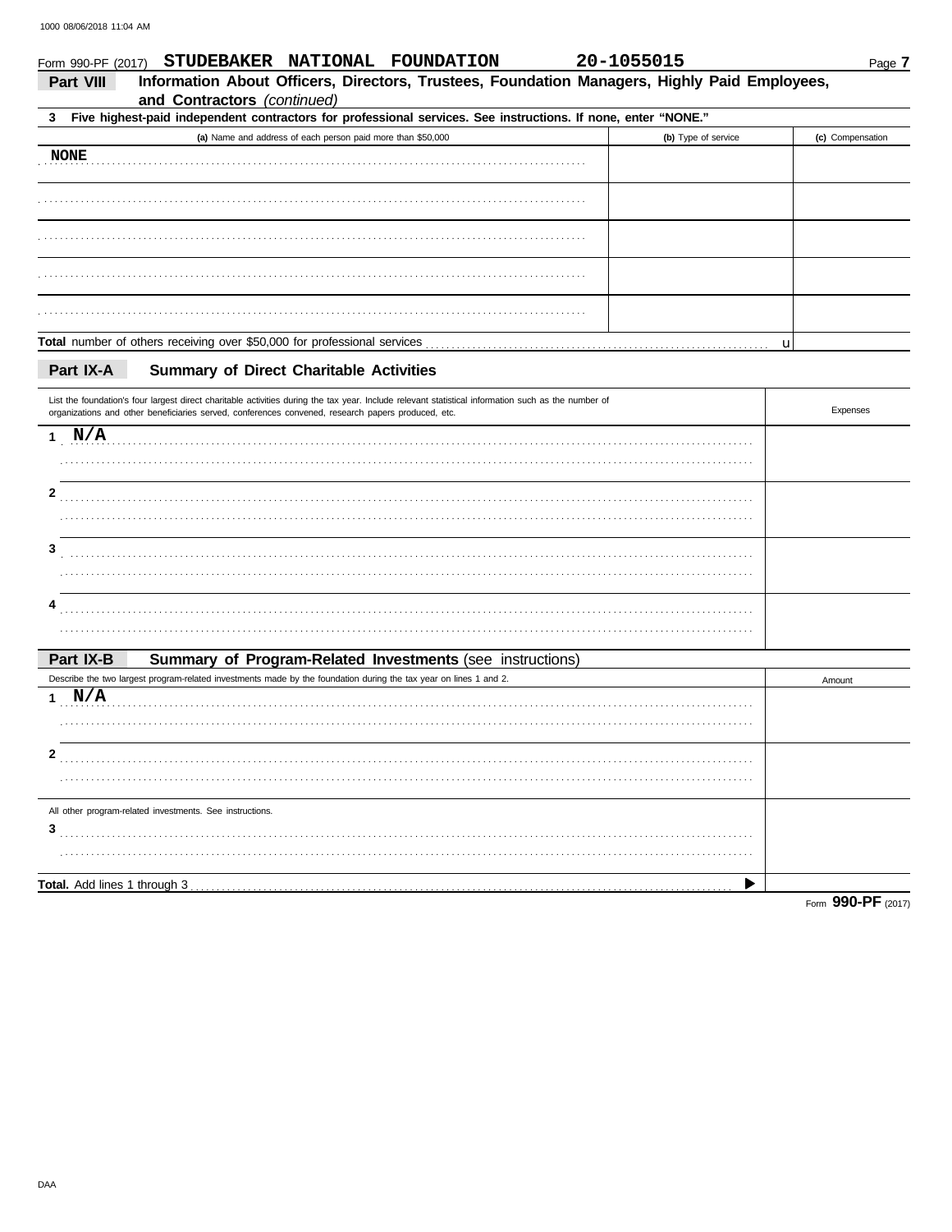Form 990-PF (2017) **STUDEBAKER NATIONAL FOUNDATION** **20-1055015** Page **7**

## Part VIII Information About Officers, Directors, Trustees, Foundation Managers, Highly Paid Employees, and Contractors *(continued)*

**3 Five highest-paid independent contractors for professional services. See instructions. If none, enter "NONE."**

| (a) Name and address of each person paid more than $50,000 | (b) Type of service | (c) Compensation |
|---|---|---|
| NONE | | |
| | | |
| | | |
| | | |
| | | |
| **Total** number of others receiving over $50,000 for professional services | | |

## Part IX-A Summary of Direct Charitable Activities

| List the foundation's four largest direct charitable activities during the tax year. Include relevant statistical information such as the number of organizations and other beneficiaries served, conferences convened, research papers produced, etc. | Expenses |
|---|---|
| 1 N/A | |
| 2 | |
| 3 | |
| 4 | |

## Part IX-B Summary of Program-Related Investments (see instructions)

| Describe the two largest program-related investments made by the foundation during the tax year on lines 1 and 2. | Amount |
|---|---|
| 1 N/A | |
| 2 | |
| All other program-related investments. See instructions. | |
| 3 | |
| **Total.** Add lines 1 through 3 ▶ | |

Form **990-PF** (2017)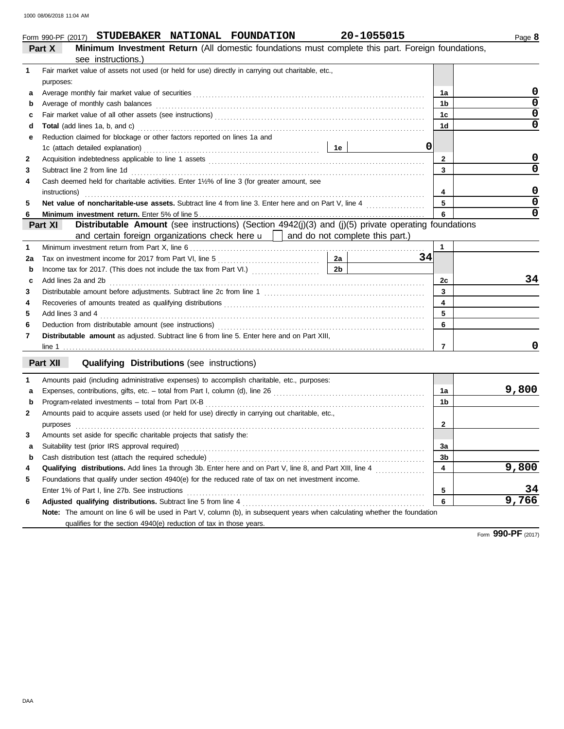Form 990-PF (2017) **STUDEBAKER NATIONAL FOUNDATION** **20-1055015** Page **8**

## Part X Minimum Investment Return (All domestic foundations must complete this part. Foreign foundations, see instructions.)

| | | | | | |
|---|---|---|---|---|---|
| **1** | Fair market value of assets not used (or held for use) directly in carrying out charitable, etc., purposes: | | | | |
| **a** | Average monthly fair market value of securities | | | 1a | 0 |
| **b** | Average of monthly cash balances | | | 1b | 0 |
| **c** | Fair market value of all other assets (see instructions) | | | 1c | 0 |
| **d** | **Total** (add lines 1a, b, and c) | | | 1d | 0 |
| **e** | Reduction claimed for blockage or other factors reported on lines 1a and 1c (attach detailed explanation) | 1e | 0 | | |
| **2** | Acquisition indebtedness applicable to line 1 assets | | | 2 | 0 |
| **3** | Subtract line 2 from line 1d | | | 3 | 0 |
| **4** | Cash deemed held for charitable activities. Enter 1½% of line 3 (for greater amount, see instructions) | | | 4 | 0 |
| **5** | **Net value of noncharitable-use assets.** Subtract line 4 from line 3. Enter here and on Part V, line 4 | | | 5 | 0 |
| **6** | **Minimum investment return.** Enter 5% of line 5 | | | 6 | 0 |

## Part XI Distributable Amount (see instructions) (Section 4942(j)(3) and (j)(5) private operating foundations and certain foreign organizations check here u ☐ and do not complete this part.)

| | | | | | |
|---|---|---|---|---|---|
| **1** | Minimum investment return from Part X, line 6 | | | 1 | |
| **2a** | Tax on investment income for 2017 from Part VI, line 5 | 2a | 34 | | |
| **b** | Income tax for 2017. (This does not include the tax from Part VI.) | 2b | | | |
| **c** | Add lines 2a and 2b | | | 2c | 34 |
| **3** | Distributable amount before adjustments. Subtract line 2c from line 1 | | | 3 | |
| **4** | Recoveries of amounts treated as qualifying distributions | | | 4 | |
| **5** | Add lines 3 and 4 | | | 5 | |
| **6** | Deduction from distributable amount (see instructions) | | | 6 | |
| **7** | **Distributable amount** as adjusted. Subtract line 6 from line 5. Enter here and on Part XIII, line 1 | | | 7 | 0 |

## Part XII Qualifying Distributions (see instructions)

| | | | |
|---|---|---|---|
| **1** | Amounts paid (including administrative expenses) to accomplish charitable, etc., purposes: | | |
| **a** | Expenses, contributions, gifts, etc. – total from Part I, column (d), line 26 | 1a | 9,800 |
| **b** | Program-related investments – total from Part IX-B | 1b | |
| **2** | Amounts paid to acquire assets used (or held for use) directly in carrying out charitable, etc., purposes | 2 | |
| **3** | Amounts set aside for specific charitable projects that satisfy the: | | |
| **a** | Suitability test (prior IRS approval required) | 3a | |
| **b** | Cash distribution test (attach the required schedule) | 3b | |
| **4** | **Qualifying distributions.** Add lines 1a through 3b. Enter here and on Part V, line 8, and Part XIII, line 4 | 4 | 9,800 |
| **5** | Foundations that qualify under section 4940(e) for the reduced rate of tax on net investment income. Enter 1% of Part I, line 27b. See instructions | 5 | 34 |
| **6** | **Adjusted qualifying distributions.** Subtract line 5 from line 4 | 6 | 9,766 |

**Note:** The amount on line 6 will be used in Part V, column (b), in subsequent years when calculating whether the foundation qualifies for the section 4940(e) reduction of tax in those years.

Form **990-PF** (2017)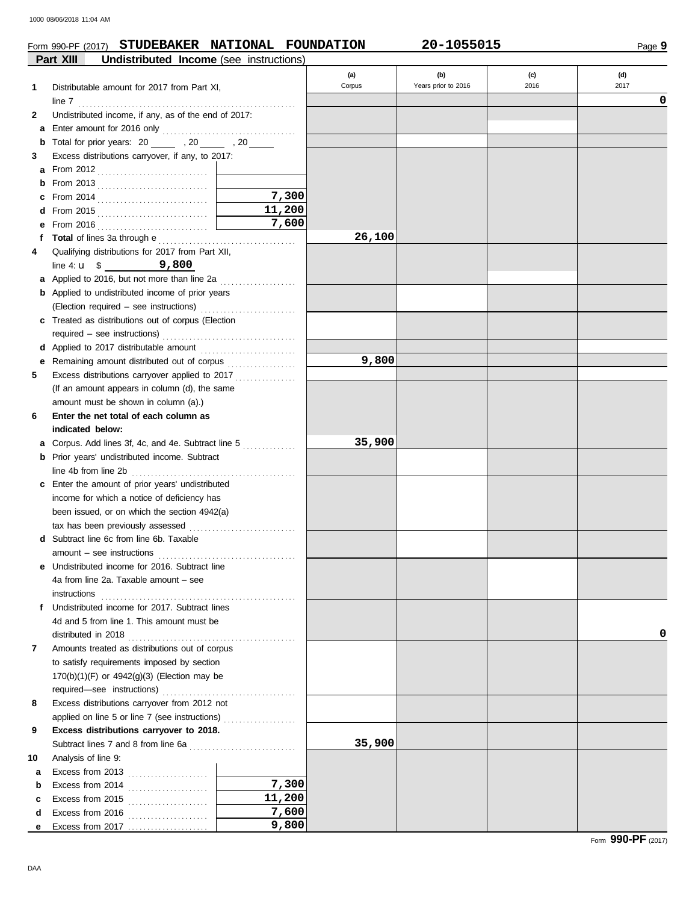Form 990-PF (2017) **STUDEBAKER NATIONAL FOUNDATION** **20-1055015** Page **9**

**Part XIII** **Undistributed Income** (see instructions)

| | | | (a) Corpus | (b) Years prior to 2016 | (c) 2016 | (d) 2017 |
|---|---|---|---|---|---|---|
| **1** | Distributable amount for 2017 from Part XI, line 7 | | | | | 0 |
| **2** | Undistributed income, if any, as of the end of 2017: | | | | | |
| **a** | Enter amount for 2016 only | | | | | |
| **b** | Total for prior years: 20 ___ , 20 ___ , 20 ___ | | | | | |
| **3** | Excess distributions carryover, if any, to 2017: | | | | | |
| **a** | From 2012 | | | | | |
| **b** | From 2013 | | | | | |
| **c** | From 2014 | 7,300 | | | | |
| **d** | From 2015 | 11,200 | | | | |
| **e** | From 2016 | 7,600 | | | | |
| **f** | **Total** of lines 3a through e | | 26,100 | | | |
| **4** | Qualifying distributions for 2017 from Part XII, line 4: u $ 9,800 | | | | | |
| **a** | Applied to 2016, but not more than line 2a | | | | | |
| **b** | Applied to undistributed income of prior years (Election required – see instructions) | | | | | |
| **c** | Treated as distributions out of corpus (Election required – see instructions) | | | | | |
| **d** | Applied to 2017 distributable amount | | | | | |
| **e** | Remaining amount distributed out of corpus | | 9,800 | | | |
| **5** | Excess distributions carryover applied to 2017 (If an amount appears in column (d), the same amount must be shown in column (a).) | | | | | |
| **6** | **Enter the net total of each column as indicated below:** | | | | | |
| **a** | Corpus. Add lines 3f, 4c, and 4e. Subtract line 5 | | 35,900 | | | |
| **b** | Prior years' undistributed income. Subtract line 4b from line 2b | | | | | |
| **c** | Enter the amount of prior years' undistributed income for which a notice of deficiency has been issued, or on which the section 4942(a) tax has been previously assessed | | | | | |
| **d** | Subtract line 6c from line 6b. Taxable amount – see instructions | | | | | |
| **e** | Undistributed income for 2016. Subtract line 4a from line 2a. Taxable amount – see instructions | | | | | |
| **f** | Undistributed income for 2017. Subtract lines 4d and 5 from line 1. This amount must be distributed in 2018 | | | | | 0 |
| **7** | Amounts treated as distributions out of corpus to satisfy requirements imposed by section 170(b)(1)(F) or 4942(g)(3) (Election may be required—see instructions) | | | | | |
| **8** | Excess distributions carryover from 2012 not applied on line 5 or line 7 (see instructions) | | | | | |
| **9** | **Excess distributions carryover to 2018.** Subtract lines 7 and 8 from line 6a | | 35,900 | | | |
| **10** | Analysis of line 9: | | | | | |
| **a** | Excess from 2013 | | | | | |
| **b** | Excess from 2014 | 7,300 | | | | |
| **c** | Excess from 2015 | 11,200 | | | | |
| **d** | Excess from 2016 | 7,600 | | | | |
| **e** | Excess from 2017 | 9,800 | | | | |

Form **990-PF** (2017)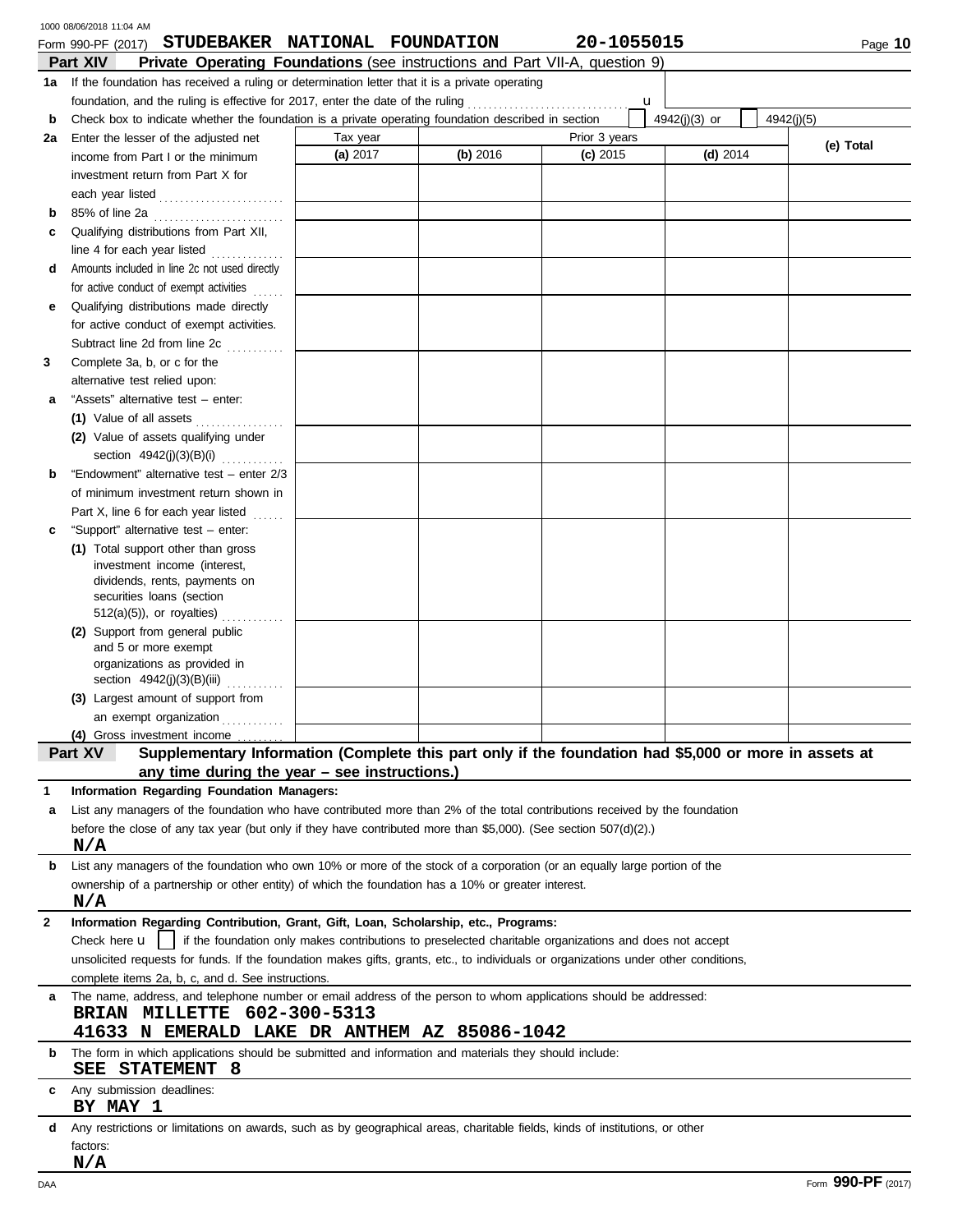Form 990-PF (2017) **STUDEBAKER NATIONAL FOUNDATION** **20-1055015**

## Part XIV Private Operating Foundations (see instructions and Part VII-A, question 9)

**1a** If the foundation has received a ruling or determination letter that it is a private operating foundation, and the ruling is effective for 2017, enter the date of the ruling . . . . . . . . . . . . . . . . . . . . . . . . . . . . . . u

**b** Check box to indicate whether the foundation is a private operating foundation described in section [ ] 4942(j)(3) or [ ] 4942(j)(5)

| | Tax year | Prior 3 years | | | |
|---|---|---|---|---|---|
| | **(a)** 2017 | **(b)** 2016 | **(c)** 2015 | **(d)** 2014 | **(e) Total** |
| **2a** Enter the lesser of the adjusted net income from Part I or the minimum investment return from Part X for each year listed | | | | | |
| **b** 85% of line 2a | | | | | |
| **c** Qualifying distributions from Part XII, line 4 for each year listed | | | | | |
| **d** Amounts included in line 2c not used directly for active conduct of exempt activities | | | | | |
| **e** Qualifying distributions made directly for active conduct of exempt activities. Subtract line 2d from line 2c | | | | | |
| **3** Complete 3a, b, or c for the alternative test relied upon: | | | | | |
| **a** "Assets" alternative test – enter: **(1)** Value of all assets | | | | | |
| **(2)** Value of assets qualifying under section 4942(j)(3)(B)(i) | | | | | |
| **b** "Endowment" alternative test – enter 2/3 of minimum investment return shown in Part X, line 6 for each year listed | | | | | |
| **c** "Support" alternative test – enter: **(1)** Total support other than gross investment income (interest, dividends, rents, payments on securities loans (section 512(a)(5)), or royalties) | | | | | |
| **(2)** Support from general public and 5 or more exempt organizations as provided in section 4942(j)(3)(B)(iii) | | | | | |
| **(3)** Largest amount of support from an exempt organization | | | | | |
| **(4)** Gross investment income | | | | | |

## Part XV Supplementary Information (Complete this part only if the foundation had $5,000 or more in assets at any time during the year – see instructions.)

**1 Information Regarding Foundation Managers:**

**a** List any managers of the foundation who have contributed more than 2% of the total contributions received by the foundation before the close of any tax year (but only if they have contributed more than $5,000). (See section 507(d)(2).)

**N/A**

**b** List any managers of the foundation who own 10% or more of the stock of a corporation (or an equally large portion of the ownership of a partnership or other entity) of which the foundation has a 10% or greater interest.

**N/A**

**2 Information Regarding Contribution, Grant, Gift, Loan, Scholarship, etc., Programs:**

Check here u [ ] if the foundation only makes contributions to preselected charitable organizations and does not accept unsolicited requests for funds. If the foundation makes gifts, grants, etc., to individuals or organizations under other conditions, complete items 2a, b, c, and d. See instructions.

**a** The name, address, and telephone number or email address of the person to whom applications should be addressed:

**BRIAN MILLETTE 602-300-5313**
**41633 N EMERALD LAKE DR ANTHEM AZ 85086-1042**

**b** The form in which applications should be submitted and information and materials they should include:

**SEE STATEMENT 8**

**c** Any submission deadlines:

**BY MAY 1**

**d** Any restrictions or limitations on awards, such as by geographical areas, charitable fields, kinds of institutions, or other factors:

**N/A**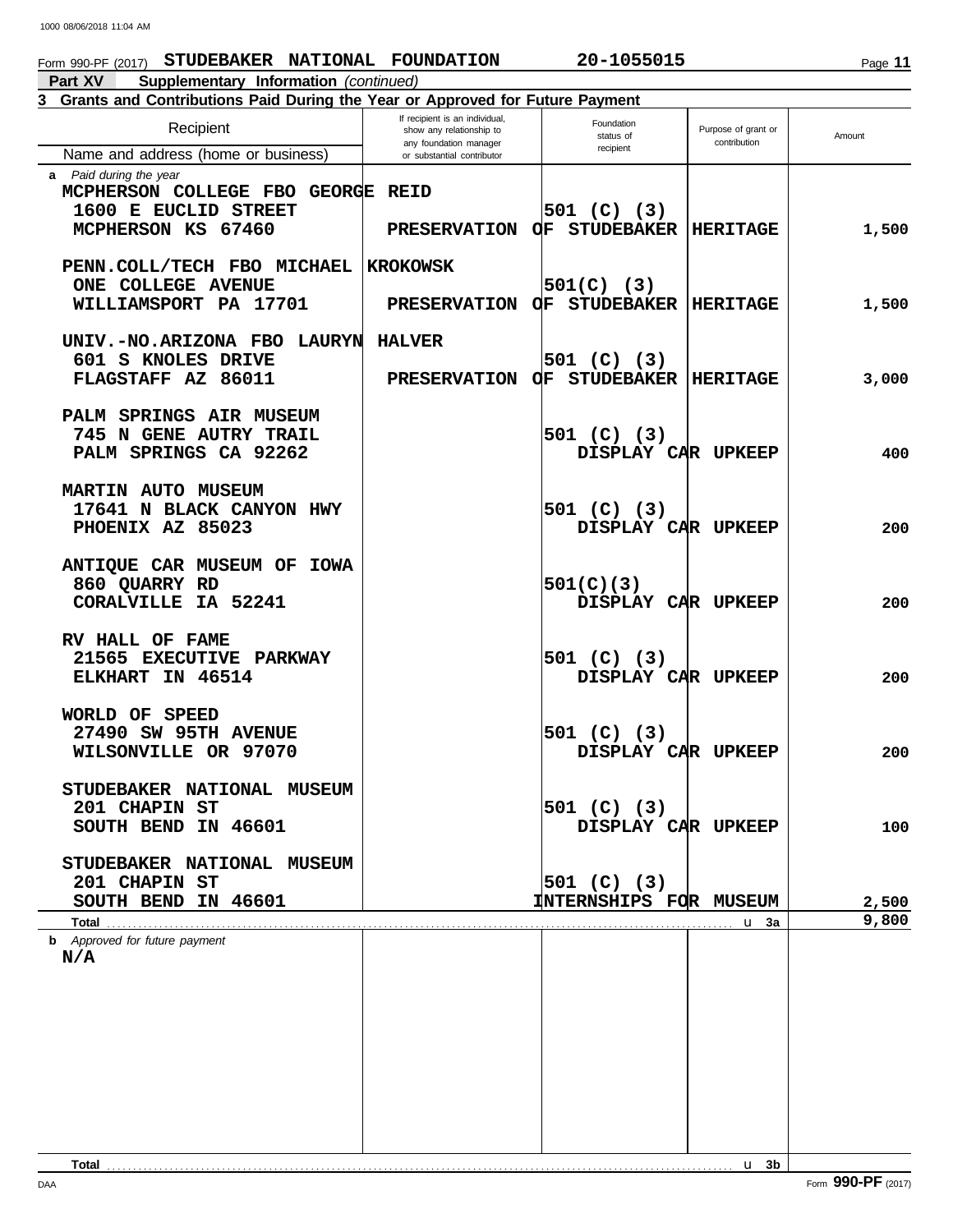Form 990-PF (2017) **STUDEBAKER NATIONAL FOUNDATION** **20-1055015**

**Part XV** **Supplementary Information** *(continued)*

**3 Grants and Contributions Paid During the Year or Approved for Future Payment**

| Recipient<br>Name and address (home or business) | If recipient is an individual, show any relationship to any foundation manager or substantial contributor | Foundation status of recipient | Purpose of grant or contribution | Amount |
|---|---|---|---|---|
| *a Paid during the year* | | | | |
| MCPHERSON COLLEGE FBO GEORGE REID<br>1600 E EUCLID STREET<br>MCPHERSON KS 67460 | | 501 (C) (3) | PRESERVATION OF STUDEBAKER HERITAGE | 1,500 |
| PENN.COLL/TECH FBO MICHAEL KROKOWSK<br>ONE COLLEGE AVENUE<br>WILLIAMSPORT PA 17701 | | 501(C) (3) | PRESERVATION OF STUDEBAKER HERITAGE | 1,500 |
| UNIV.-NO.ARIZONA FBO LAURYN HALVER<br>601 S KNOLES DRIVE<br>FLAGSTAFF AZ 86011 | | 501 (C) (3) | PRESERVATION OF STUDEBAKER HERITAGE | 3,000 |
| PALM SPRINGS AIR MUSEUM<br>745 N GENE AUTRY TRAIL<br>PALM SPRINGS CA 92262 | | 501 (C) (3) | DISPLAY CAR UPKEEP | 400 |
| MARTIN AUTO MUSEUM<br>17641 N BLACK CANYON HWY<br>PHOENIX AZ 85023 | | 501 (C) (3) | DISPLAY CAR UPKEEP | 200 |
| ANTIQUE CAR MUSEUM OF IOWA<br>860 QUARRY RD<br>CORALVILLE IA 52241 | | 501(C)(3) | DISPLAY CAR UPKEEP | 200 |
| RV HALL OF FAME<br>21565 EXECUTIVE PARKWAY<br>ELKHART IN 46514 | | 501 (C) (3) | DISPLAY CAR UPKEEP | 200 |
| WORLD OF SPEED<br>27490 SW 95TH AVENUE<br>WILSONVILLE OR 97070 | | 501 (C) (3) | DISPLAY CAR UPKEEP | 200 |
| STUDEBAKER NATIONAL MUSEUM<br>201 CHAPIN ST<br>SOUTH BEND IN 46601 | | 501 (C) (3) | DISPLAY CAR UPKEEP | 100 |
| STUDEBAKER NATIONAL MUSEUM<br>201 CHAPIN ST<br>SOUTH BEND IN 46601 | | 501 (C) (3) | INTERNSHIPS FOR MUSEUM | 2,500 |
| **Total** | | | u 3a | 9,800 |
| *b Approved for future payment* | | | | |
| N/A | | | | |
| **Total** | | | u 3b | |

Form **990-PF** (2017)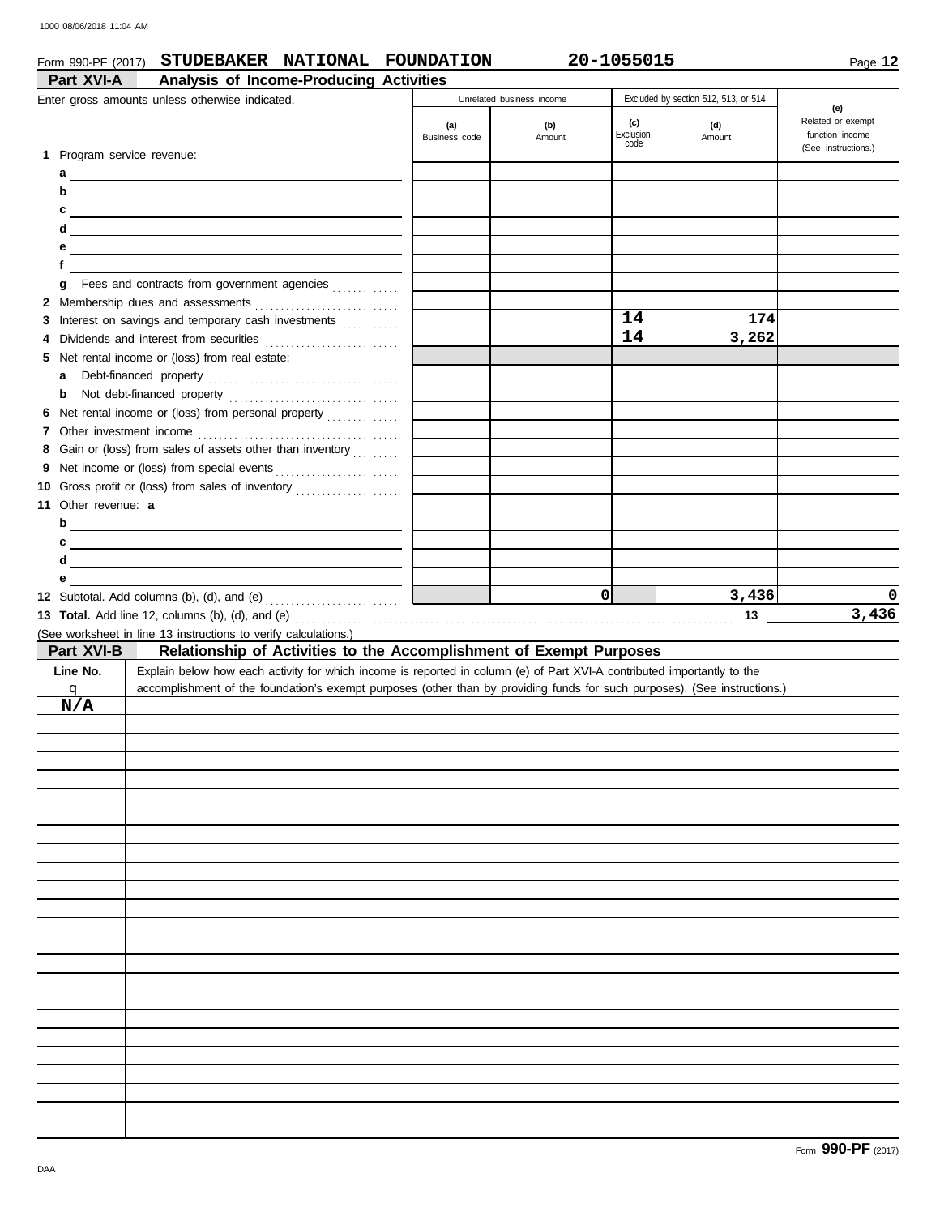Form 990-PF (2017) **STUDEBAKER NATIONAL FOUNDATION** **20-1055015**

## Part XVI-A Analysis of Income-Producing Activities

Enter gross amounts unless otherwise indicated.

| | Unrelated business income | | Excluded by section 512, 513, or 514 | | (e) |
|---|---|---|---|---|---|
| | (a) Business code | (b) Amount | (c) Exclusion code | (d) Amount | Related or exempt function income (See instructions.) |
| **1** Program service revenue: | | | | | |
| a | | | | | |
| b | | | | | |
| c | | | | | |
| d | | | | | |
| e | | | | | |
| f | | | | | |
| g Fees and contracts from government agencies | | | | | |
| **2** Membership dues and assessments | | | | | |
| **3** Interest on savings and temporary cash investments | | | 14 | 174 | |
| **4** Dividends and interest from securities | | | 14 | 3,262 | |
| **5** Net rental income or (loss) from real estate: | | | | | |
| a Debt-financed property | | | | | |
| b Not debt-financed property | | | | | |
| **6** Net rental income or (loss) from personal property | | | | | |
| **7** Other investment income | | | | | |
| **8** Gain or (loss) from sales of assets other than inventory | | | | | |
| **9** Net income or (loss) from special events | | | | | |
| **10** Gross profit or (loss) from sales of inventory | | | | | |
| **11** Other revenue: a | | | | | |
| b | | | | | |
| c | | | | | |
| d | | | | | |
| e | | | | | |
| **12** Subtotal. Add columns (b), (d), and (e) | | 0 | | 3,436 | 0 |

**13 Total.** Add line 12, columns (b), (d), and (e) ..... **13** **3,436**

(See worksheet in line 13 instructions to verify calculations.)

## Part XVI-B Relationship of Activities to the Accomplishment of Exempt Purposes

| Line No. | Explain below how each activity for which income is reported in column (e) of Part XVI-A contributed importantly to the accomplishment of the foundation's exempt purposes (other than by providing funds for such purposes). (See instructions.) |
|---|---|
| N/A | |

Form **990-PF** (2017)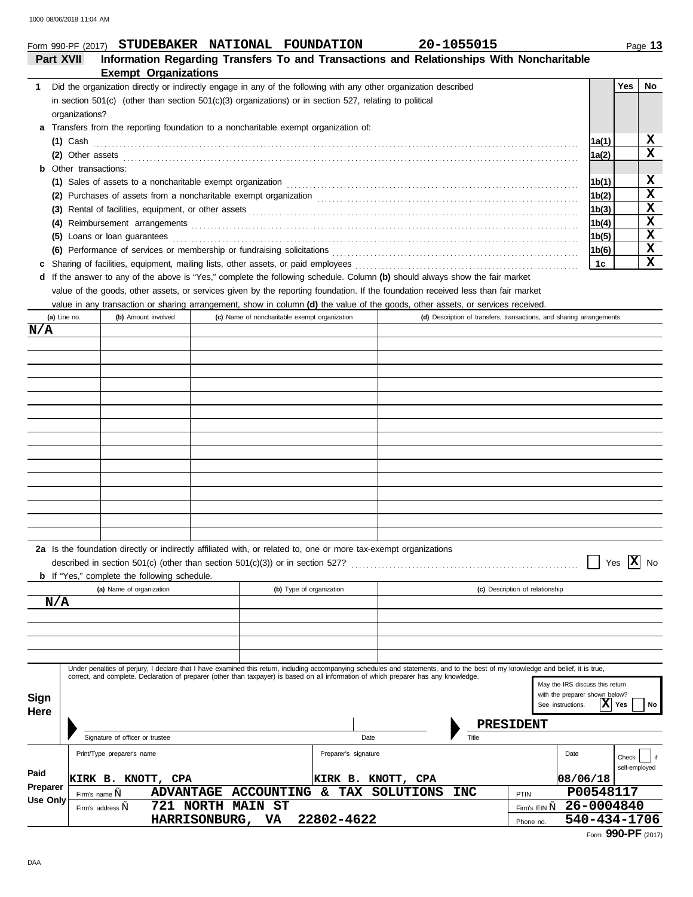Form 990-PF (2017) **STUDEBAKER NATIONAL FOUNDATION** **20-1055015** Page **13**

## Part XVII Information Regarding Transfers To and Transactions and Relationships With Noncharitable Exempt Organizations

| | | | Yes | No |
|---|---|---|---|---|
| **1** | Did the organization directly or indirectly engage in any of the following with any other organization described in section 501(c) (other than section 501(c)(3) organizations) or in section 527, relating to political organizations? | | | |
| **a** | Transfers from the reporting foundation to a noncharitable exempt organization of: | | | |
| | **(1)** Cash | 1a(1) | | X |
| | **(2)** Other assets | 1a(2) | | X |
| **b** | Other transactions: | | | |
| | **(1)** Sales of assets to a noncharitable exempt organization | 1b(1) | | X |
| | **(2)** Purchases of assets from a noncharitable exempt organization | 1b(2) | | X |
| | **(3)** Rental of facilities, equipment, or other assets | 1b(3) | | X |
| | **(4)** Reimbursement arrangements | 1b(4) | | X |
| | **(5)** Loans or loan guarantees | 1b(5) | | X |
| | **(6)** Performance of services or membership or fundraising solicitations | 1b(6) | | X |
| **c** | Sharing of facilities, equipment, mailing lists, other assets, or paid employees | 1c | | X |

**d** If the answer to any of the above is "Yes," complete the following schedule. Column **(b)** should always show the fair market value of the goods, other assets, or services given by the reporting foundation. If the foundation received less than fair market value in any transaction or sharing arrangement, show in column **(d)** the value of the goods, other assets, or services received.

| (a) Line no. | (b) Amount involved | (c) Name of noncharitable exempt organization | (d) Description of transfers, transactions, and sharing arrangements |
|---|---|---|---|
| N/A | | | |

**2a** Is the foundation directly or indirectly affiliated with, or related to, one or more tax-exempt organizations described in section 501(c) (other than section 501(c)(3)) or in section 527? ☐ Yes ☒ No

**b** If "Yes," complete the following schedule.

| (a) Name of organization | (b) Type of organization | (c) Description of relationship |
|---|---|---|
| N/A | | |

**Sign Here**

Under penalties of perjury, I declare that I have examined this return, including accompanying schedules and statements, and to the best of my knowledge and belief, it is true, correct, and complete. Declaration of preparer (other than taxpayer) is based on all information of which preparer has any knowledge.

May the IRS discuss this return with the preparer shown below? See instructions. ☒ Yes ☐ No

Signature of officer or trustee | Date | Title: **PRESIDENT**

**Paid Preparer Use Only**

| Print/Type preparer's name | Preparer's signature | Date | Check ☐ if self-employed | PTIN |
|---|---|---|---|---|
| KIRK B. KNOTT, CPA | KIRK B. KNOTT, CPA | 08/06/18 | | P00548117 |

Firm's name ▶ ADVANTAGE ACCOUNTING & TAX SOLUTIONS INC — Firm's EIN ▶ 26-0004840

Firm's address ▶ 721 NORTH MAIN ST, HARRISONBURG, VA 22802-4622 — Phone no. 540-434-1706

Form **990-PF** (2017)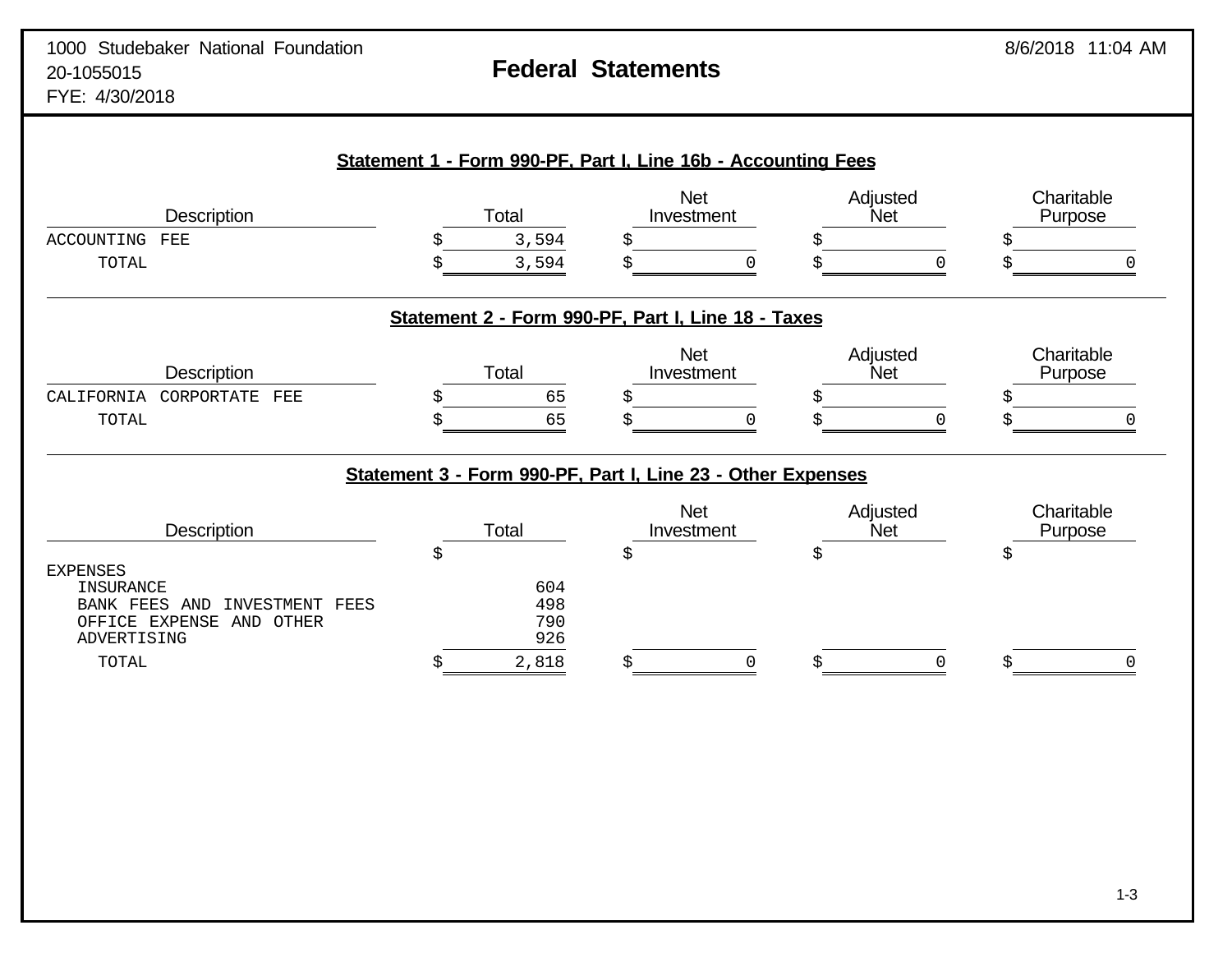1000 Studebaker National Foundation
20-1055015
FYE: 4/30/2018

# Federal Statements

8/6/2018 11:04 AM

## Statement 1 - Form 990-PF, Part I, Line 16b - Accounting Fees

| Description | Total | Net Investment | Adjusted Net | Charitable Purpose |
|---|---|---|---|---|
| ACCOUNTING FEE | $ 3,594 | $ | $ | $ |
| TOTAL | $ 3,594 | $ 0 | $ 0 | $ 0 |

## Statement 2 - Form 990-PF, Part I, Line 18 - Taxes

| Description | Total | Net Investment | Adjusted Net | Charitable Purpose |
|---|---|---|---|---|
| CALIFORNIA CORPORTATE FEE | $ 65 | $ | $ | $ |
| TOTAL | $ 65 | $ 0 | $ 0 | $ 0 |

## Statement 3 - Form 990-PF, Part I, Line 23 - Other Expenses

| Description | Total | Net Investment | Adjusted Net | Charitable Purpose |
|---|---|---|---|---|
| | $ | $ | $ | $ |
| EXPENSES | | | | |
| INSURANCE | 604 | | | |
| BANK FEES AND INVESTMENT FEES | 498 | | | |
| OFFICE EXPENSE AND OTHER | 790 | | | |
| ADVERTISING | 926 | | | |
| TOTAL | $ 2,818 | $ 0 | $ 0 | $ 0 |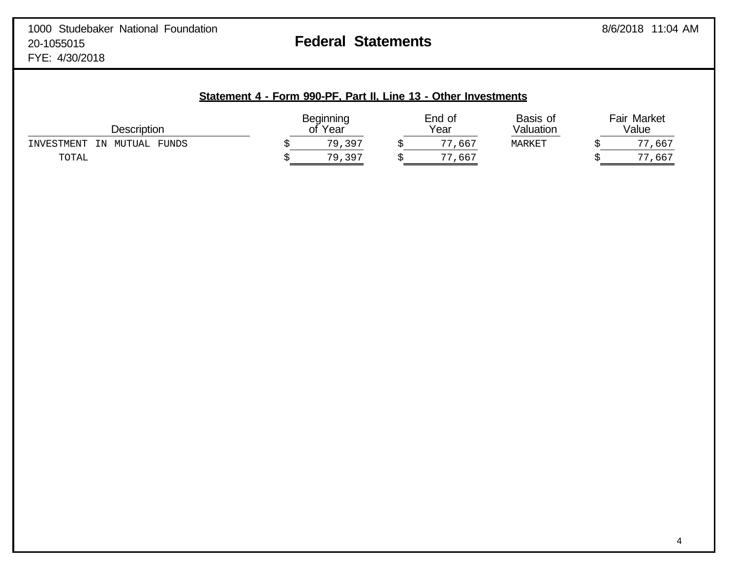1000 Studebaker National Foundation
20-1055015
FYE: 4/30/2018

# Federal Statements

## Statement 4 - Form 990-PF, Part II, Line 13 - Other Investments

| Description | Beginning of Year | End of Year | Basis of Valuation | Fair Market Value |
|---|---|---|---|---|
| INVESTMENT IN MUTUAL FUNDS | $ 79,397 | $ 77,667 | MARKET | $ 77,667 |
| TOTAL | $ 79,397 | $ 77,667 | | $ 77,667 |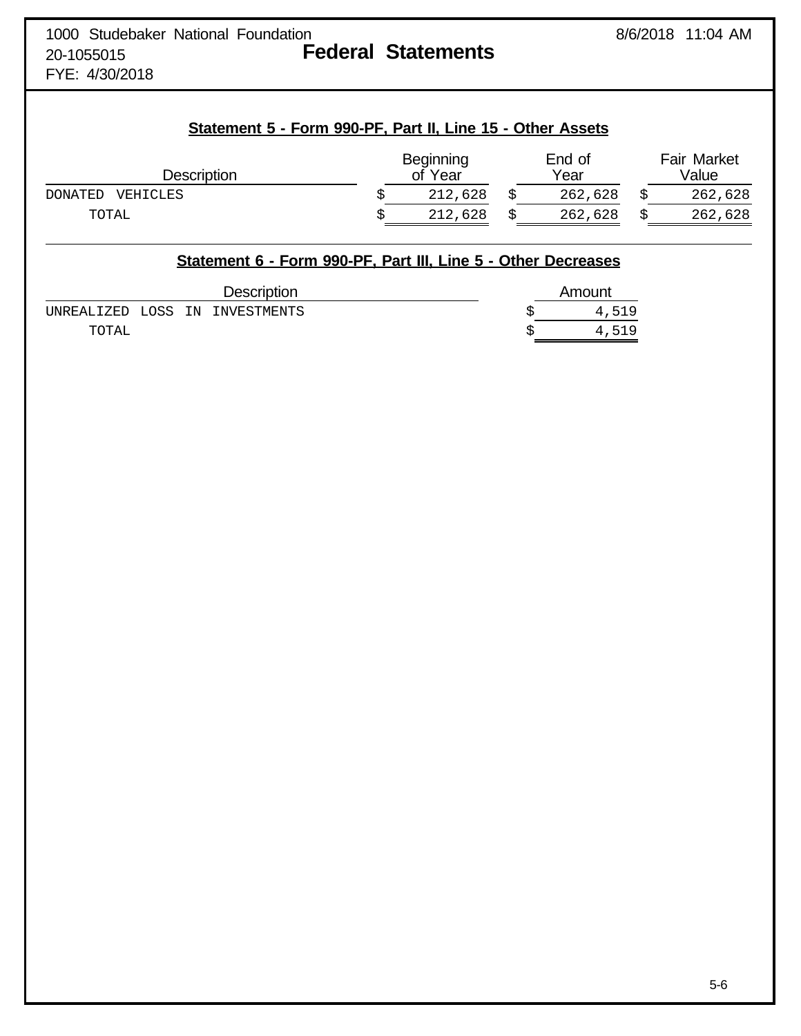1000 Studebaker National Foundation
20-1055015
FYE: 4/30/2018

# Federal Statements

## Statement 5 - Form 990-PF, Part II, Line 15 - Other Assets

| Description | Beginning of Year | End of Year | Fair Market Value |
|---|---|---|---|
| DONATED VEHICLES | $ 212,628 | $ 262,628 | $ 262,628 |
| TOTAL | $ 212,628 | $ 262,628 | $ 262,628 |

## Statement 6 - Form 990-PF, Part III, Line 5 - Other Decreases

| Description | Amount |
|---|---|
| UNREALIZED LOSS IN INVESTMENTS | $ 4,519 |
| TOTAL | $ 4,519 |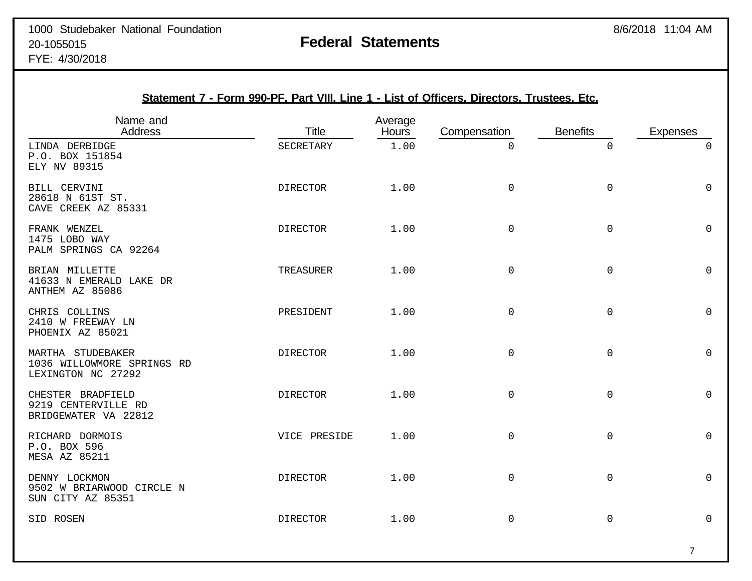1000 Studebaker National Foundation
20-1055015
FYE: 4/30/2018

# Federal Statements

8/6/2018 11:04 AM

## Statement 7 - Form 990-PF, Part VIII, Line 1 - List of Officers, Directors, Trustees, Etc.

| Name and Address | Title | Average Hours | Compensation | Benefits | Expenses |
|---|---|---|---|---|---|
| LINDA DERBIDGE<br>P.O. BOX 151854<br>ELY NV 89315 | SECRETARY | 1.00 | 0 | 0 | 0 |
| BILL CERVINI<br>28618 N 61ST ST.<br>CAVE CREEK AZ 85331 | DIRECTOR | 1.00 | 0 | 0 | 0 |
| FRANK WENZEL<br>1475 LOBO WAY<br>PALM SPRINGS CA 92264 | DIRECTOR | 1.00 | 0 | 0 | 0 |
| BRIAN MILLETTE<br>41633 N EMERALD LAKE DR<br>ANTHEM AZ 85086 | TREASURER | 1.00 | 0 | 0 | 0 |
| CHRIS COLLINS<br>2410 W FREEWAY LN<br>PHOENIX AZ 85021 | PRESIDENT | 1.00 | 0 | 0 | 0 |
| MARTHA STUDEBAKER<br>1036 WILLOWMORE SPRINGS RD<br>LEXINGTON NC 27292 | DIRECTOR | 1.00 | 0 | 0 | 0 |
| CHESTER BRADFIELD<br>9219 CENTERVILLE RD<br>BRIDGEWATER VA 22812 | DIRECTOR | 1.00 | 0 | 0 | 0 |
| RICHARD DORMOIS<br>P.O. BOX 596<br>MESA AZ 85211 | VICE PRESIDE | 1.00 | 0 | 0 | 0 |
| DENNY LOCKMON<br>9502 W BRIARWOOD CIRCLE N<br>SUN CITY AZ 85351 | DIRECTOR | 1.00 | 0 | 0 | 0 |
| SID ROSEN | DIRECTOR | 1.00 | 0 | 0 | 0 |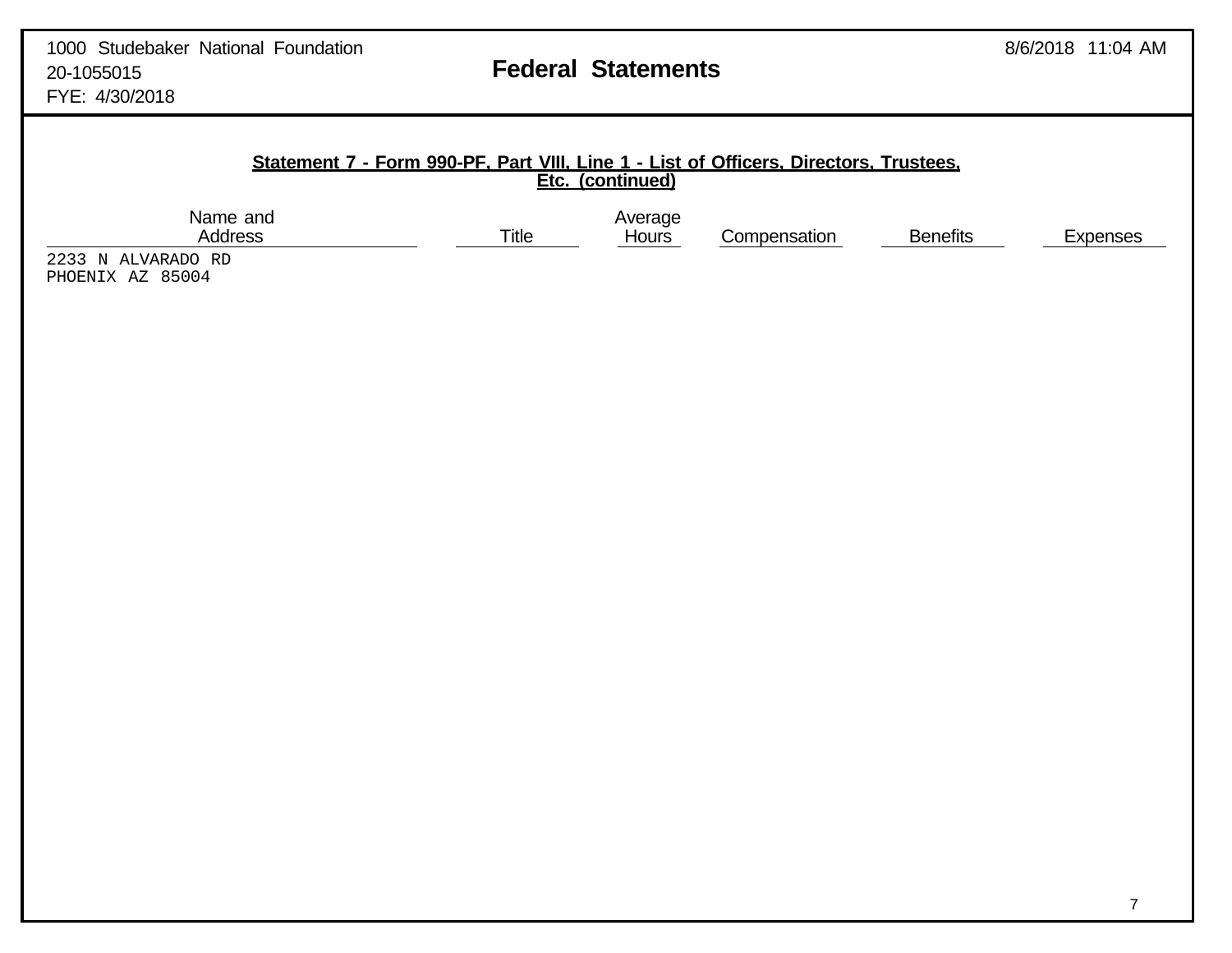## Statement 7 - Form 990-PF, Part VIII, Line 1 - List of Officers, Directors, Trustees, Etc. (continued)

| Name and Address | Title | Average Hours | Compensation | Benefits | Expenses |
|---|---|---|---|---|---|
| 2233 N ALVARADO RD<br>PHOENIX AZ 85004 | | | | | |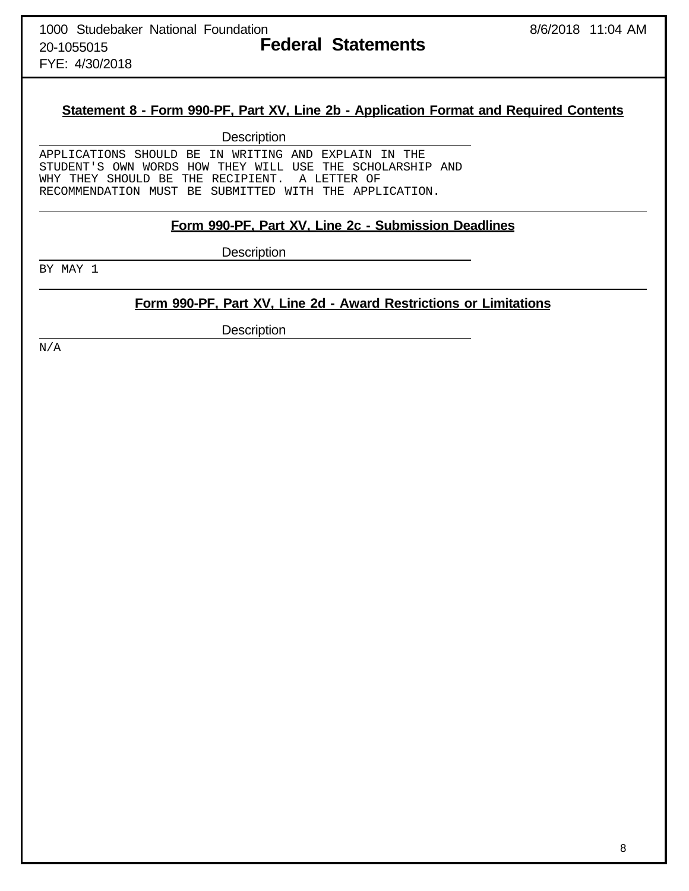1000 Studebaker National Foundation
20-1055015
FYE: 4/30/2018

# Federal Statements

8/6/2018 11:04 AM

## Statement 8 - Form 990-PF, Part XV, Line 2b - Application Format and Required Contents

| Description |
|---|
| APPLICATIONS SHOULD BE IN WRITING AND EXPLAIN IN THE STUDENT'S OWN WORDS HOW THEY WILL USE THE SCHOLARSHIP AND WHY THEY SHOULD BE THE RECIPIENT. A LETTER OF RECOMMENDATION MUST BE SUBMITTED WITH THE APPLICATION. |

## Form 990-PF, Part XV, Line 2c - Submission Deadlines

| Description |
|---|
| BY MAY 1 |

## Form 990-PF, Part XV, Line 2d - Award Restrictions or Limitations

| Description |
|---|
| N/A |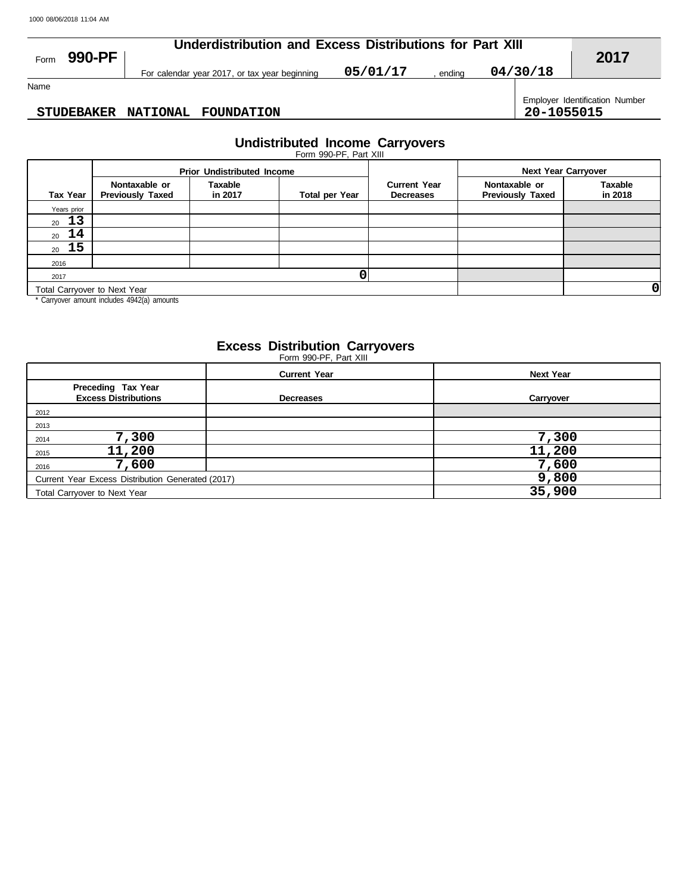# Underdistribution and Excess Distributions for Part XIII

Form **990-PF** | For calendar year 2017, or tax year beginning **05/01/17** , ending **04/30/18** | **2017**

Name: **STUDEBAKER NATIONAL FOUNDATION**

Employer Identification Number: **20-1055015**

## Undistributed Income Carryovers

Form 990-PF, Part XIII

| | Prior Undistributed Income | | | | Next Year Carryover | |
|---|---|---|---|---|---|---|
| **Tax Year** | **Nontaxable or Previously Taxed** | **Taxable in 2017** | **Total per Year** | **Current Year Decreases** | **Nontaxable or Previously Taxed** | **Taxable in 2018** |
| Years prior | | | | | | |
| 20 13 | | | | | | |
| 20 14 | | | | | | |
| 20 15 | | | | | | |
| 2016 | | | | | | |
| 2017 | | | 0 | | | |
| Total Carryover to Next Year | | | | | | 0 |

\* Carryover amount includes 4942(a) amounts

## Excess Distribution Carryovers

Form 990-PF, Part XIII

| Preceding Tax Year Excess Distributions | Current Year Decreases | Next Year Carryover |
|---|---|---|
| 2012 | | |
| 2013 | | |
| 2014 7,300 | | 7,300 |
| 2015 11,200 | | 11,200 |
| 2016 7,600 | | 7,600 |
| Current Year Excess Distribution Generated (2017) | | 9,800 |
| Total Carryover to Next Year | | 35,900 |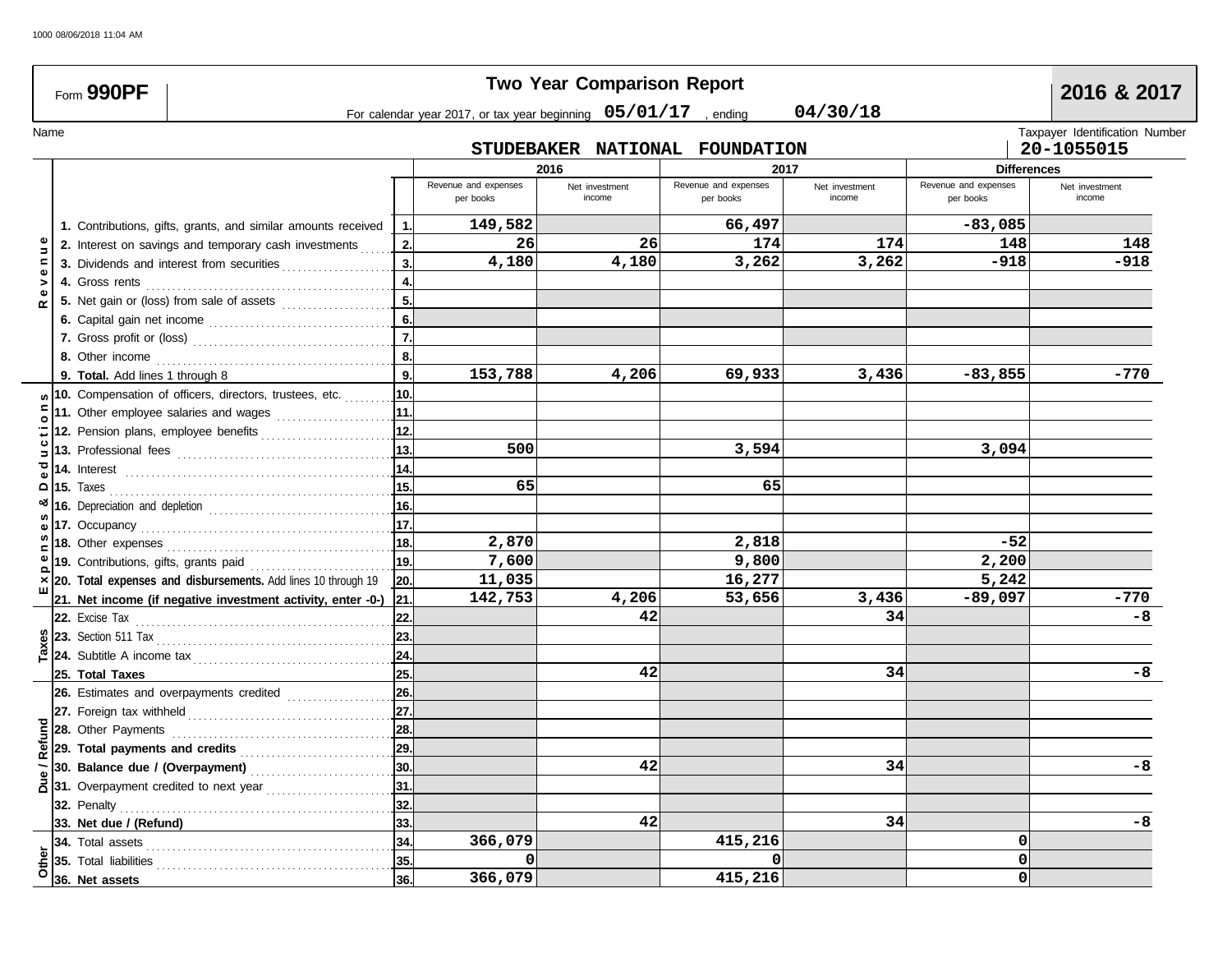1000 08/06/2018 11:04 AM

Form **990PF**

# Two Year Comparison Report

**2016 & 2017**

For calendar year 2017, or tax year beginning **05/01/17** , ending **04/30/18**

Name: **STUDEBAKER NATIONAL FOUNDATION**

Taxpayer Identification Number: **20-1055015**

| | | | 2016 | | 2017 | | Differences | |
|---|---|---|---|---|---|---|---|---|
| | | | Revenue and expenses per books | Net investment income | Revenue and expenses per books | Net investment income | Revenue and expenses per books | Net investment income |
| Revenue | **1.** Contributions, gifts, grants, and similar amounts received | 1. | 149,582 | | 66,497 | | -83,085 | |
| | **2.** Interest on savings and temporary cash investments | 2. | 26 | 26 | 174 | 174 | 148 | 148 |
| | **3.** Dividends and interest from securities | 3. | 4,180 | 4,180 | 3,262 | 3,262 | -918 | -918 |
| | **4.** Gross rents | 4. | | | | | | |
| | **5.** Net gain or (loss) from sale of assets | 5. | | | | | | |
| | **6.** Capital gain net income | 6. | | | | | | |
| | **7.** Gross profit or (loss) | 7. | | | | | | |
| | **8.** Other income | 8. | | | | | | |
| | **9. Total.** Add lines 1 through 8 | 9. | 153,788 | 4,206 | 69,933 | 3,436 | -83,855 | -770 |
| Expenses & Deductions | **10.** Compensation of officers, directors, trustees, etc. | 10. | | | | | | |
| | **11.** Other employee salaries and wages | 11. | | | | | | |
| | **12.** Pension plans, employee benefits | 12. | | | | | | |
| | **13.** Professional fees | 13. | 500 | | 3,594 | | 3,094 | |
| | **14.** Interest | 14. | | | | | | |
| | **15.** Taxes | 15. | 65 | | 65 | | | |
| | **16.** Depreciation and depletion | 16. | | | | | | |
| | **17.** Occupancy | 17. | | | | | | |
| | **18.** Other expenses | 18. | 2,870 | | 2,818 | | -52 | |
| | **19.** Contributions, gifts, grants paid | 19. | 7,600 | | 9,800 | | 2,200 | |
| | **20. Total expenses and disbursements.** Add lines 10 through 19 | 20. | 11,035 | | 16,277 | | 5,242 | |
| | **21. Net income (if negative investment activity, enter -0-)** | 21. | 142,753 | 4,206 | 53,656 | 3,436 | -89,097 | -770 |
| Taxes | **22.** Excise Tax | 22. | | 42 | | 34 | | -8 |
| | **23.** Section 511 Tax | 23. | | | | | | |
| | **24.** Subtitle A income tax | 24. | | | | | | |
| | **25. Total Taxes** | 25. | | 42 | | 34 | | -8 |
| Due / Refund | **26.** Estimates and overpayments credited | 26. | | | | | | |
| | **27.** Foreign tax withheld | 27. | | | | | | |
| | **28.** Other Payments | 28. | | | | | | |
| | **29. Total payments and credits** | 29. | | | | | | |
| | **30. Balance due / (Overpayment)** | 30. | | 42 | | 34 | | -8 |
| | **31.** Overpayment credited to next year | 31. | | | | | | |
| | **32.** Penalty | 32. | | | | | | |
| | **33. Net due / (Refund)** | 33. | | 42 | | 34 | | -8 |
| Other | **34.** Total assets | 34. | 366,079 | | 415,216 | | 0 | |
| | **35.** Total liabilities | 35. | 0 | | 0 | | 0 | |
| | **36. Net assets** | 36. | 366,079 | | 415,216 | | 0 | |